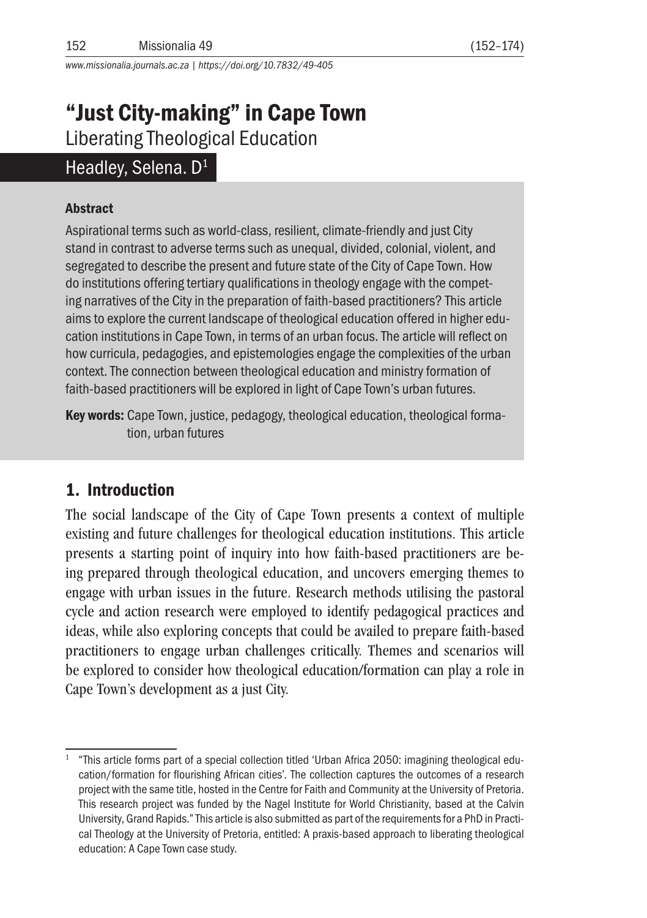# "Just City-making" in Cape Town

Liberating Theological Education

Headley, Selena. D[1]

### Abstract

Aspirational terms such as world-class, resilient, climate-friendly and just City stand in contrast to adverse terms such as unequal, divided, colonial, violent, and segregated to describe the present and future state of the City of Cape Town. How do institutions offering tertiary qualifications in theology engage with the competing narratives of the City in the preparation of faith-based practitioners? This article aims to explore the current landscape of theological education offered in higher education institutions in Cape Town, in terms of an urban focus. The article will reflect on how curricula, pedagogies, and epistemologies engage the complexities of the urban context. The connection between theological education and ministry formation of faith-based practitioners will be explored in light of Cape Town's urban futures.

**Key words:** Cape Town, justice, pedagogy, theological education, theological formation, urban futures

## 1. Introduction

The social landscape of the City of Cape Town presents a context of multiple existing and future challenges for theological education institutions. This article presents a starting point of inquiry into how faith-based practitioners are being prepared through theological education, and uncovers emerging themes to engage with urban issues in the future. Research methods utilising the pastoral cycle and action research were employed to identify pedagogical practices and ideas, while also exploring concepts that could be availed to prepare faith-based practitioners to engage urban challenges critically. Themes and scenarios will be explored to consider how theological education/formation can play a role in Cape Town's development as a just City.

---

[1] "This article forms part of a special collection titled 'Urban Africa 2050: imagining theological education/formation for flourishing African cities'. The collection captures the outcomes of a research project with the same title, hosted in the Centre for Faith and Community at the University of Pretoria. This research project was funded by the Nagel Institute for World Christianity, based at the Calvin University, Grand Rapids." This article is also submitted as part of the requirements for a PhD in Practical Theology at the University of Pretoria, entitled: A praxis-based approach to liberating theological education: A Cape Town case study.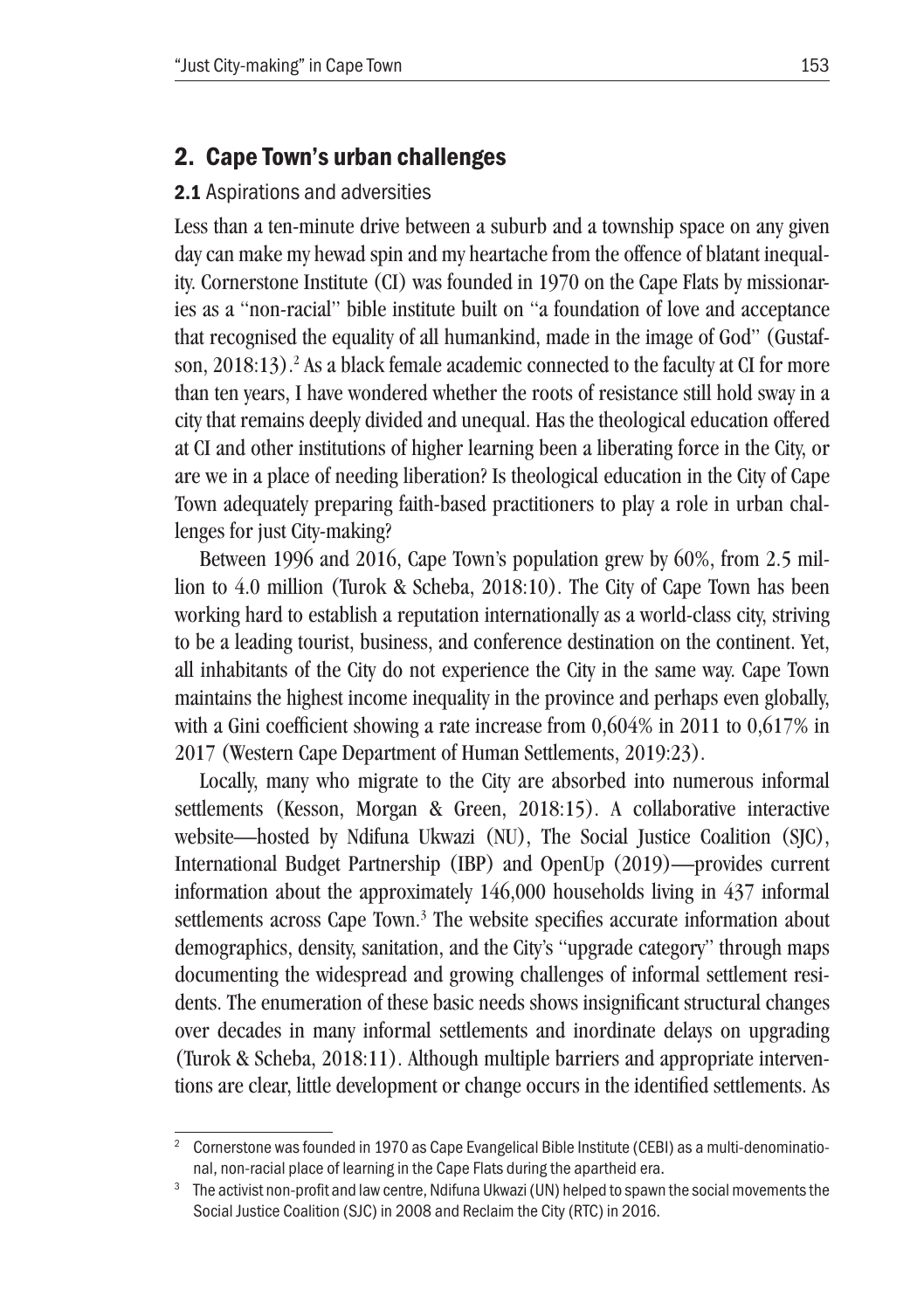## 2. Cape Town's urban challenges

### 2.1 Aspirations and adversities

Less than a ten-minute drive between a suburb and a township space on any given day can make my hewad spin and my heartache from the offence of blatant inequality. Cornerstone Institute (CI) was founded in 1970 on the Cape Flats by missionaries as a "non-racial" bible institute built on "a foundation of love and acceptance that recognised the equality of all humankind, made in the image of God" (Gustafson, 2018:13).[2] As a black female academic connected to the faculty at CI for more than ten years, I have wondered whether the roots of resistance still hold sway in a city that remains deeply divided and unequal. Has the theological education offered at CI and other institutions of higher learning been a liberating force in the City, or are we in a place of needing liberation? Is theological education in the City of Cape Town adequately preparing faith-based practitioners to play a role in urban challenges for just City-making?

Between 1996 and 2016, Cape Town's population grew by 60%, from 2.5 million to 4.0 million (Turok & Scheba, 2018:10). The City of Cape Town has been working hard to establish a reputation internationally as a world-class city, striving to be a leading tourist, business, and conference destination on the continent. Yet, all inhabitants of the City do not experience the City in the same way. Cape Town maintains the highest income inequality in the province and perhaps even globally, with a Gini coefficient showing a rate increase from 0,604% in 2011 to 0,617% in 2017 (Western Cape Department of Human Settlements, 2019:23).

Locally, many who migrate to the City are absorbed into numerous informal settlements (Kesson, Morgan & Green, 2018:15). A collaborative interactive website—hosted by Ndifuna Ukwazi (NU), The Social Justice Coalition (SJC), International Budget Partnership (IBP) and OpenUp (2019)—provides current information about the approximately 146,000 households living in 437 informal settlements across Cape Town.[3] The website specifies accurate information about demographics, density, sanitation, and the City's "upgrade category" through maps documenting the widespread and growing challenges of informal settlement residents. The enumeration of these basic needs shows insignificant structural changes over decades in many informal settlements and inordinate delays on upgrading (Turok & Scheba, 2018:11). Although multiple barriers and appropriate interventions are clear, little development or change occurs in the identified settlements. As

---

[2] Cornerstone was founded in 1970 as Cape Evangelical Bible Institute (CEBI) as a multi-denominational, non-racial place of learning in the Cape Flats during the apartheid era.

[3] The activist non-profit and law centre, Ndifuna Ukwazi (UN) helped to spawn the social movements the Social Justice Coalition (SJC) in 2008 and Reclaim the City (RTC) in 2016.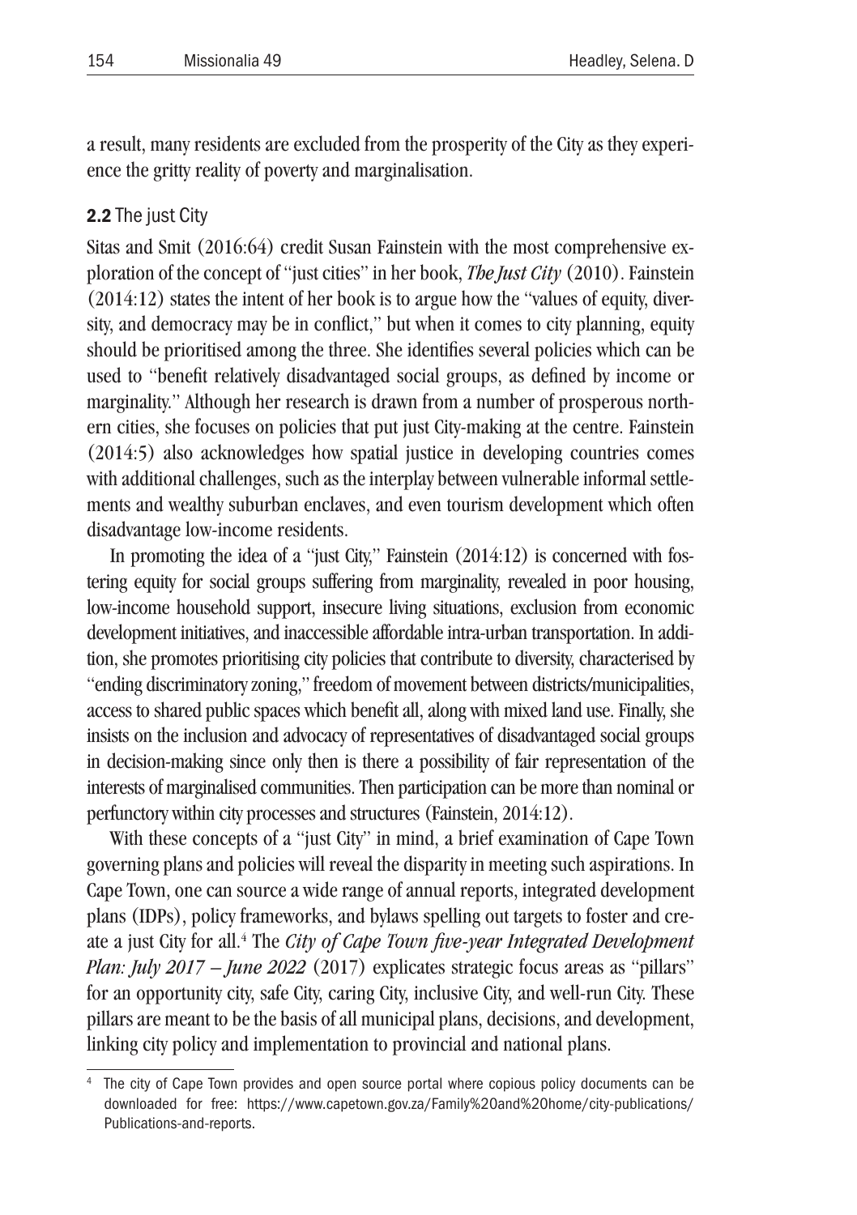a result, many residents are excluded from the prosperity of the City as they experience the gritty reality of poverty and marginalisation.

### **2.2** The just City

Sitas and Smit (2016:64) credit Susan Fainstein with the most comprehensive exploration of the concept of "just cities" in her book, ***The Just City*** (2010). Fainstein (2014:12) states the intent of her book is to argue how the "values of equity, diversity, and democracy may be in conflict," but when it comes to city planning, equity should be prioritised among the three. She identifies several policies which can be used to "benefit relatively disadvantaged social groups, as defined by income or marginality." Although her research is drawn from a number of prosperous northern cities, she focuses on policies that put just City-making at the centre. Fainstein (2014:5) also acknowledges how spatial justice in developing countries comes with additional challenges, such as the interplay between vulnerable informal settlements and wealthy suburban enclaves, and even tourism development which often disadvantage low-income residents.

In promoting the idea of a "just City," Fainstein (2014:12) is concerned with fostering equity for social groups suffering from marginality, revealed in poor housing, low-income household support, insecure living situations, exclusion from economic development initiatives, and inaccessible affordable intra-urban transportation. In addition, she promotes prioritising city policies that contribute to diversity, characterised by "ending discriminatory zoning," freedom of movement between districts/municipalities, access to shared public spaces which benefit all, along with mixed land use. Finally, she insists on the inclusion and advocacy of representatives of disadvantaged social groups in decision-making since only then is there a possibility of fair representation of the interests of marginalised communities. Then participation can be more than nominal or perfunctory within city processes and structures (Fainstein, 2014:12).

With these concepts of a "just City" in mind, a brief examination of Cape Town governing plans and policies will reveal the disparity in meeting such aspirations. In Cape Town, one can source a wide range of annual reports, integrated development plans (IDPs), policy frameworks, and bylaws spelling out targets to foster and create a just City for all.[4] The *City of Cape Town five-year Integrated Development Plan: July 2017 – June 2022* (2017) explicates strategic focus areas as "pillars" for an opportunity city, safe City, caring City, inclusive City, and well-run City. These pillars are meant to be the basis of all municipal plans, decisions, and development, linking city policy and implementation to provincial and national plans.

[4] The city of Cape Town provides and open source portal where copious policy documents can be downloaded for free: https://www.capetown.gov.za/Family%20and%20home/city-publications/Publications-and-reports.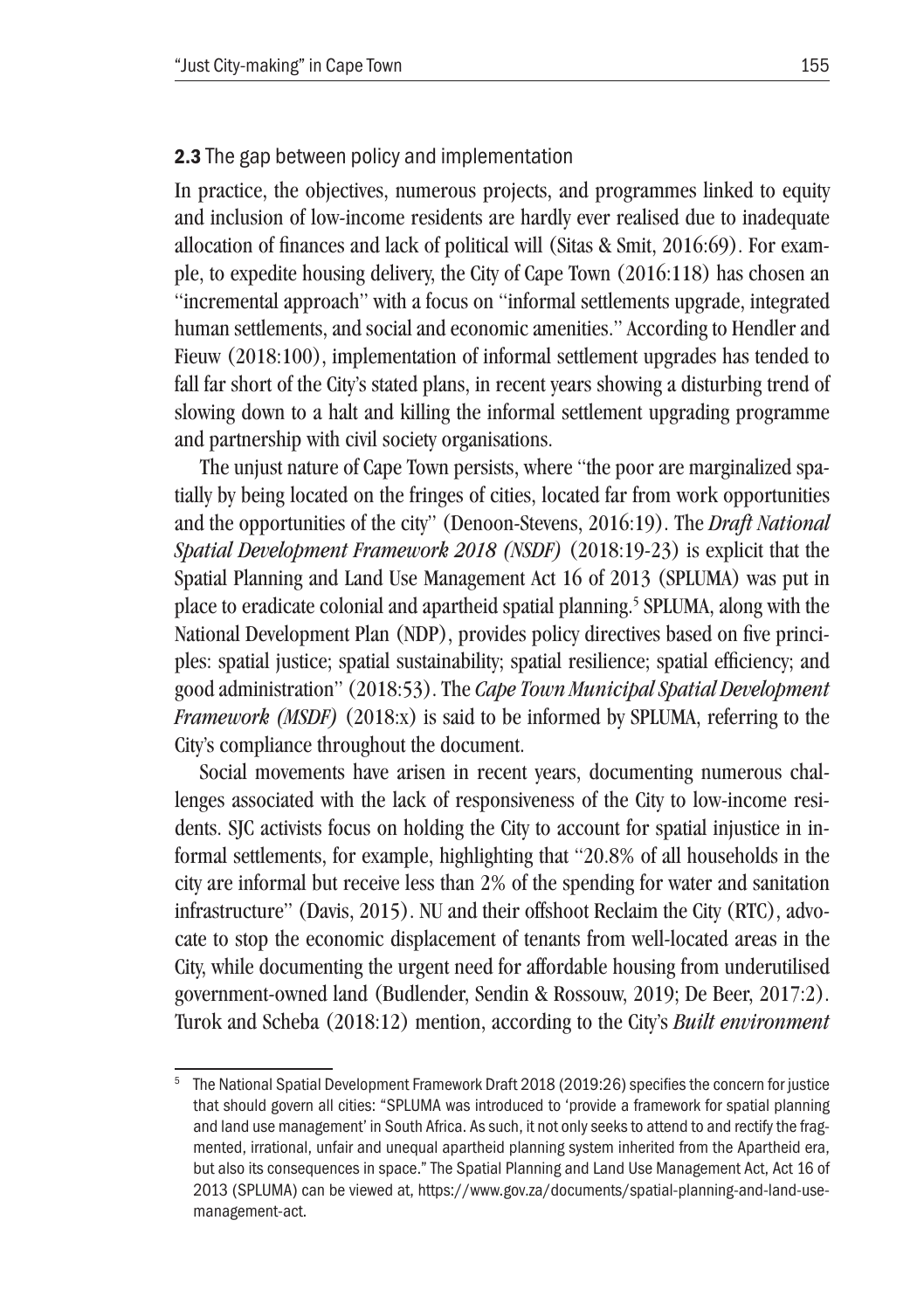### **2.3** The gap between policy and implementation

In practice, the objectives, numerous projects, and programmes linked to equity and inclusion of low-income residents are hardly ever realised due to inadequate allocation of finances and lack of political will (Sitas & Smit, 2016:69). For example, to expedite housing delivery, the City of Cape Town (2016:118) has chosen an "incremental approach" with a focus on "informal settlements upgrade, integrated human settlements, and social and economic amenities." According to Hendler and Fieuw (2018:100), implementation of informal settlement upgrades has tended to fall far short of the City's stated plans, in recent years showing a disturbing trend of slowing down to a halt and killing the informal settlement upgrading programme and partnership with civil society organisations.

The unjust nature of Cape Town persists, where "the poor are marginalized spatially by being located on the fringes of cities, located far from work opportunities and the opportunities of the city" (Denoon-Stevens, 2016:19). The *Draft National Spatial Development Framework 2018 (NSDF)* (2018:19-23) is explicit that the Spatial Planning and Land Use Management Act 16 of 2013 (SPLUMA) was put in place to eradicate colonial and apartheid spatial planning.[5] SPLUMA, along with the National Development Plan (NDP), provides policy directives based on five principles: spatial justice; spatial sustainability; spatial resilience; spatial efficiency; and good administration" (2018:53). The *Cape Town Municipal Spatial Development Framework (MSDF)* (2018:x) is said to be informed by SPLUMA, referring to the City's compliance throughout the document.

Social movements have arisen in recent years, documenting numerous challenges associated with the lack of responsiveness of the City to low-income residents. SJC activists focus on holding the City to account for spatial injustice in informal settlements, for example, highlighting that "20.8% of all households in the city are informal but receive less than 2% of the spending for water and sanitation infrastructure" (Davis, 2015). NU and their offshoot Reclaim the City (RTC), advocate to stop the economic displacement of tenants from well-located areas in the City, while documenting the urgent need for affordable housing from underutilised government-owned land (Budlender, Sendin & Rossouw, 2019; De Beer, 2017:2). Turok and Scheba (2018:12) mention, according to the City's *Built environment*

---

[5] The National Spatial Development Framework Draft 2018 (2019:26) specifies the concern for justice that should govern all cities: "SPLUMA was introduced to 'provide a framework for spatial planning and land use management' in South Africa. As such, it not only seeks to attend to and rectify the fragmented, irrational, unfair and unequal apartheid planning system inherited from the Apartheid era, but also its consequences in space." The Spatial Planning and Land Use Management Act, Act 16 of 2013 (SPLUMA) can be viewed at, https://www.gov.za/documents/spatial-planning-and-land-use-management-act.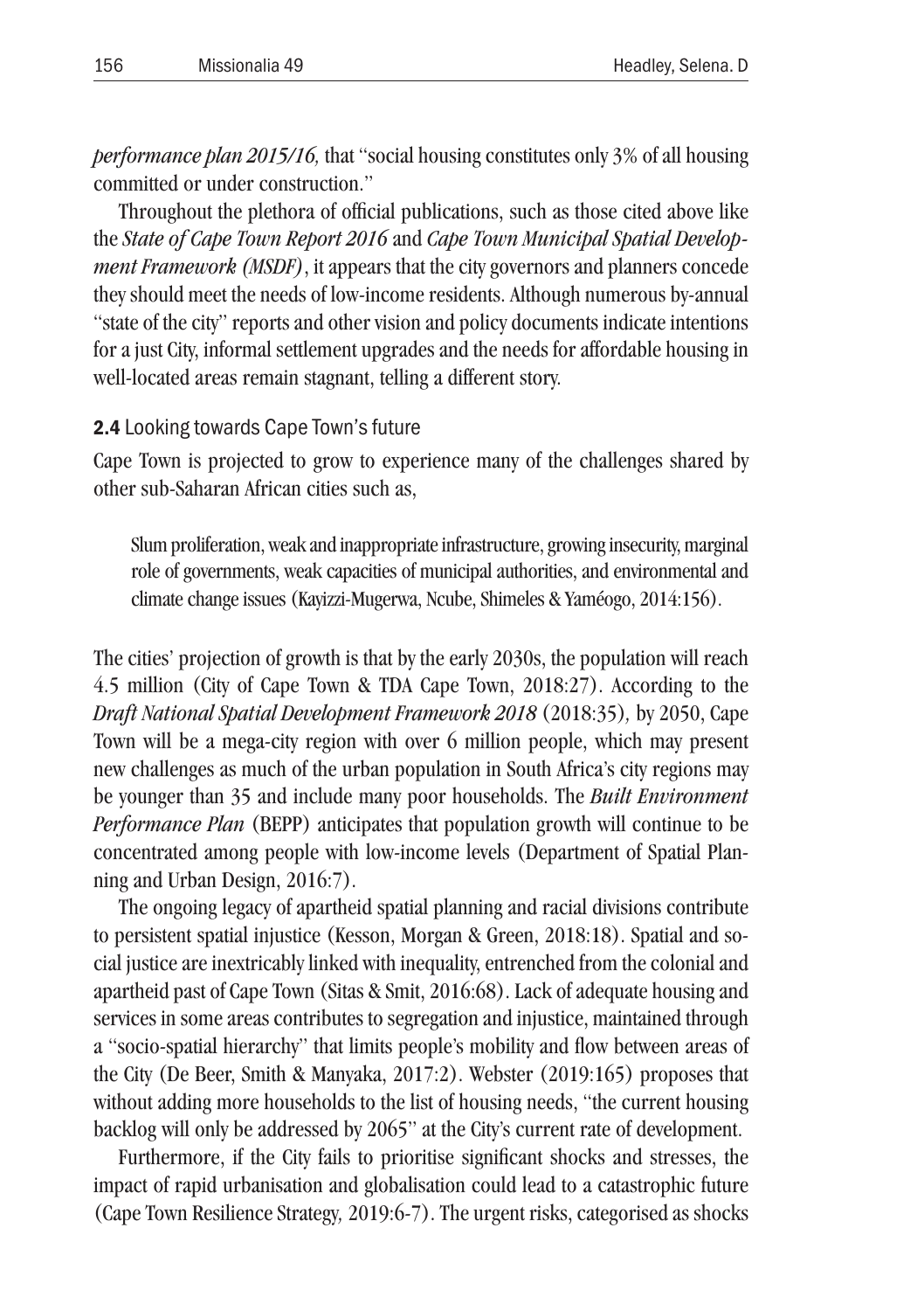*performance plan 2015/16,* that "social housing constitutes only 3% of all housing committed or under construction."

Throughout the plethora of official publications, such as those cited above like the *State of Cape Town Report 2016* and *Cape Town Municipal Spatial Development Framework (MSDF)*, it appears that the city governors and planners concede they should meet the needs of low-income residents. Although numerous by-annual "state of the city" reports and other vision and policy documents indicate intentions for a just City, informal settlement upgrades and the needs for affordable housing in well-located areas remain stagnant, telling a different story.

### **2.4** Looking towards Cape Town's future

Cape Town is projected to grow to experience many of the challenges shared by other sub-Saharan African cities such as,

> Slum proliferation, weak and inappropriate infrastructure, growing insecurity, marginal role of governments, weak capacities of municipal authorities, and environmental and climate change issues (Kayizzi-Mugerwa, Ncube, Shimeles & Yaméogo, 2014:156).

The cities' projection of growth is that by the early 2030s, the population will reach 4.5 million (City of Cape Town & TDA Cape Town, 2018:27). According to the *Draft National Spatial Development Framework 2018* (2018:35)*,* by 2050, Cape Town will be a mega-city region with over 6 million people, which may present new challenges as much of the urban population in South Africa's city regions may be younger than 35 and include many poor households. The *Built Environment Performance Plan* (BEPP) anticipates that population growth will continue to be concentrated among people with low-income levels (Department of Spatial Planning and Urban Design, 2016:7).

The ongoing legacy of apartheid spatial planning and racial divisions contribute to persistent spatial injustice (Kesson, Morgan & Green, 2018:18). Spatial and social justice are inextricably linked with inequality, entrenched from the colonial and apartheid past of Cape Town (Sitas & Smit, 2016:68). Lack of adequate housing and services in some areas contributes to segregation and injustice, maintained through a "socio-spatial hierarchy" that limits people's mobility and flow between areas of the City (De Beer, Smith & Manyaka, 2017:2). Webster (2019:165) proposes that without adding more households to the list of housing needs, "the current housing backlog will only be addressed by 2065" at the City's current rate of development.

Furthermore, if the City fails to prioritise significant shocks and stresses, the impact of rapid urbanisation and globalisation could lead to a catastrophic future (Cape Town Resilience Strategy*,* 2019:6-7). The urgent risks, categorised as shocks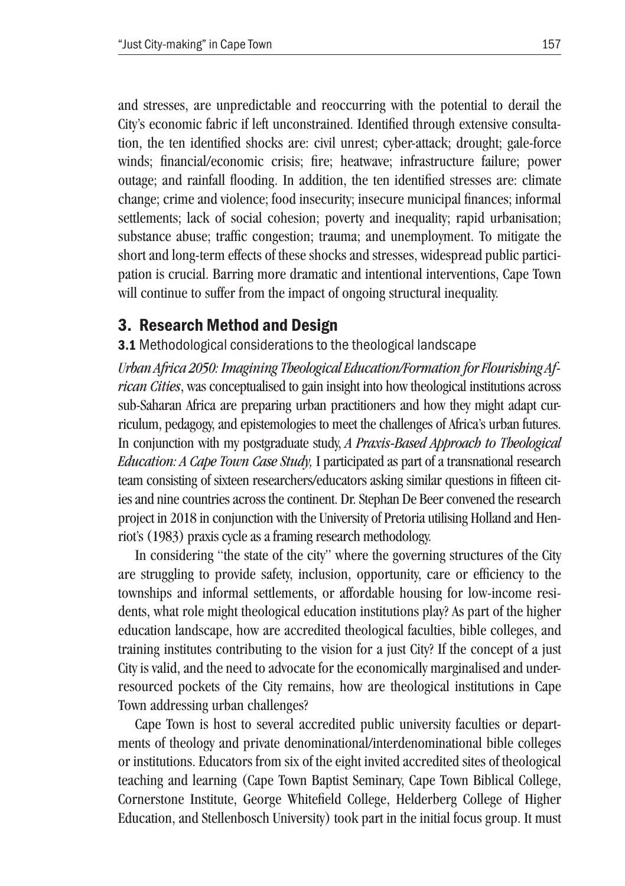and stresses, are unpredictable and reoccurring with the potential to derail the City's economic fabric if left unconstrained. Identified through extensive consultation, the ten identified shocks are: civil unrest; cyber-attack; drought; gale-force winds; financial/economic crisis; fire; heatwave; infrastructure failure; power outage; and rainfall flooding. In addition, the ten identified stresses are: climate change; crime and violence; food insecurity; insecure municipal finances; informal settlements; lack of social cohesion; poverty and inequality; rapid urbanisation; substance abuse; traffic congestion; trauma; and unemployment. To mitigate the short and long-term effects of these shocks and stresses, widespread public participation is crucial. Barring more dramatic and intentional interventions, Cape Town will continue to suffer from the impact of ongoing structural inequality.

## 3. Research Method and Design

### 3.1 Methodological considerations to the theological landscape

*Urban Africa 2050: Imagining Theological Education/Formation for Flourishing African Cities*, was conceptualised to gain insight into how theological institutions across sub-Saharan Africa are preparing urban practitioners and how they might adapt curriculum, pedagogy, and epistemologies to meet the challenges of Africa's urban futures. In conjunction with my postgraduate study, *A Praxis-Based Approach to Theological Education: A Cape Town Case Study,* I participated as part of a transnational research team consisting of sixteen researchers/educators asking similar questions in fifteen cities and nine countries across the continent. Dr. Stephan De Beer convened the research project in 2018 in conjunction with the University of Pretoria utilising Holland and Henriot's (1983) praxis cycle as a framing research methodology.

In considering "the state of the city" where the governing structures of the City are struggling to provide safety, inclusion, opportunity, care or efficiency to the townships and informal settlements, or affordable housing for low-income residents, what role might theological education institutions play? As part of the higher education landscape, how are accredited theological faculties, bible colleges, and training institutes contributing to the vision for a just City? If the concept of a just City is valid, and the need to advocate for the economically marginalised and under-resourced pockets of the City remains, how are theological institutions in Cape Town addressing urban challenges?

Cape Town is host to several accredited public university faculties or departments of theology and private denominational/interdenominational bible colleges or institutions. Educators from six of the eight invited accredited sites of theological teaching and learning (Cape Town Baptist Seminary, Cape Town Biblical College, Cornerstone Institute, George Whitefield College, Helderberg College of Higher Education, and Stellenbosch University) took part in the initial focus group. It must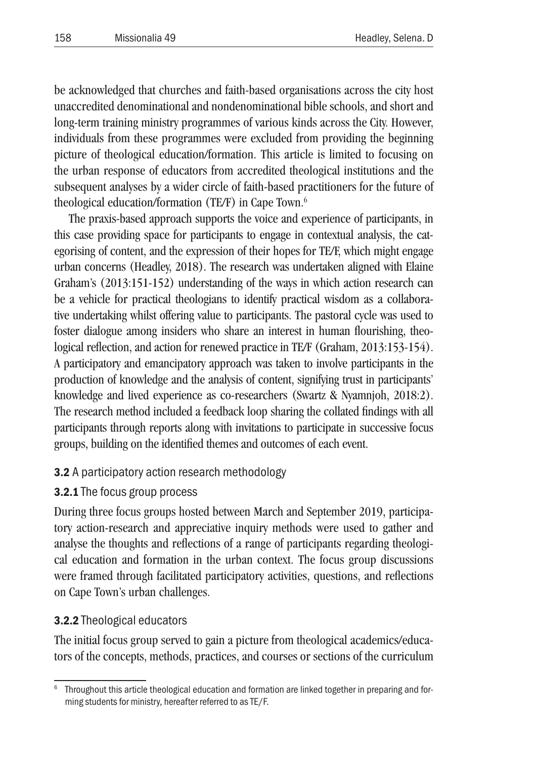be acknowledged that churches and faith-based organisations across the city host unaccredited denominational and nondenominational bible schools, and short and long-term training ministry programmes of various kinds across the City. However, individuals from these programmes were excluded from providing the beginning picture of theological education/formation. This article is limited to focusing on the urban response of educators from accredited theological institutions and the subsequent analyses by a wider circle of faith-based practitioners for the future of theological education/formation (TE/F) in Cape Town.[6]

The praxis-based approach supports the voice and experience of participants, in this case providing space for participants to engage in contextual analysis, the categorising of content, and the expression of their hopes for TE/F, which might engage urban concerns (Headley, 2018). The research was undertaken aligned with Elaine Graham's (2013:151-152) understanding of the ways in which action research can be a vehicle for practical theologians to identify practical wisdom as a collaborative undertaking whilst offering value to participants. The pastoral cycle was used to foster dialogue among insiders who share an interest in human flourishing, theological reflection, and action for renewed practice in TE/F (Graham, 2013:153-154). A participatory and emancipatory approach was taken to involve participants in the production of knowledge and the analysis of content, signifying trust in participants' knowledge and lived experience as co-researchers (Swartz & Nyamnjoh, 2018:2). The research method included a feedback loop sharing the collated findings with all participants through reports along with invitations to participate in successive focus groups, building on the identified themes and outcomes of each event.

### **3.2** A participatory action research methodology

#### **3.2.1** The focus group process

During three focus groups hosted between March and September 2019, participatory action-research and appreciative inquiry methods were used to gather and analyse the thoughts and reflections of a range of participants regarding theological education and formation in the urban context. The focus group discussions were framed through facilitated participatory activities, questions, and reflections on Cape Town's urban challenges.

#### **3.2.2** Theological educators

The initial focus group served to gain a picture from theological academics/educators of the concepts, methods, practices, and courses or sections of the curriculum

---

[6] Throughout this article theological education and formation are linked together in preparing and forming students for ministry, hereafter referred to as TE/F.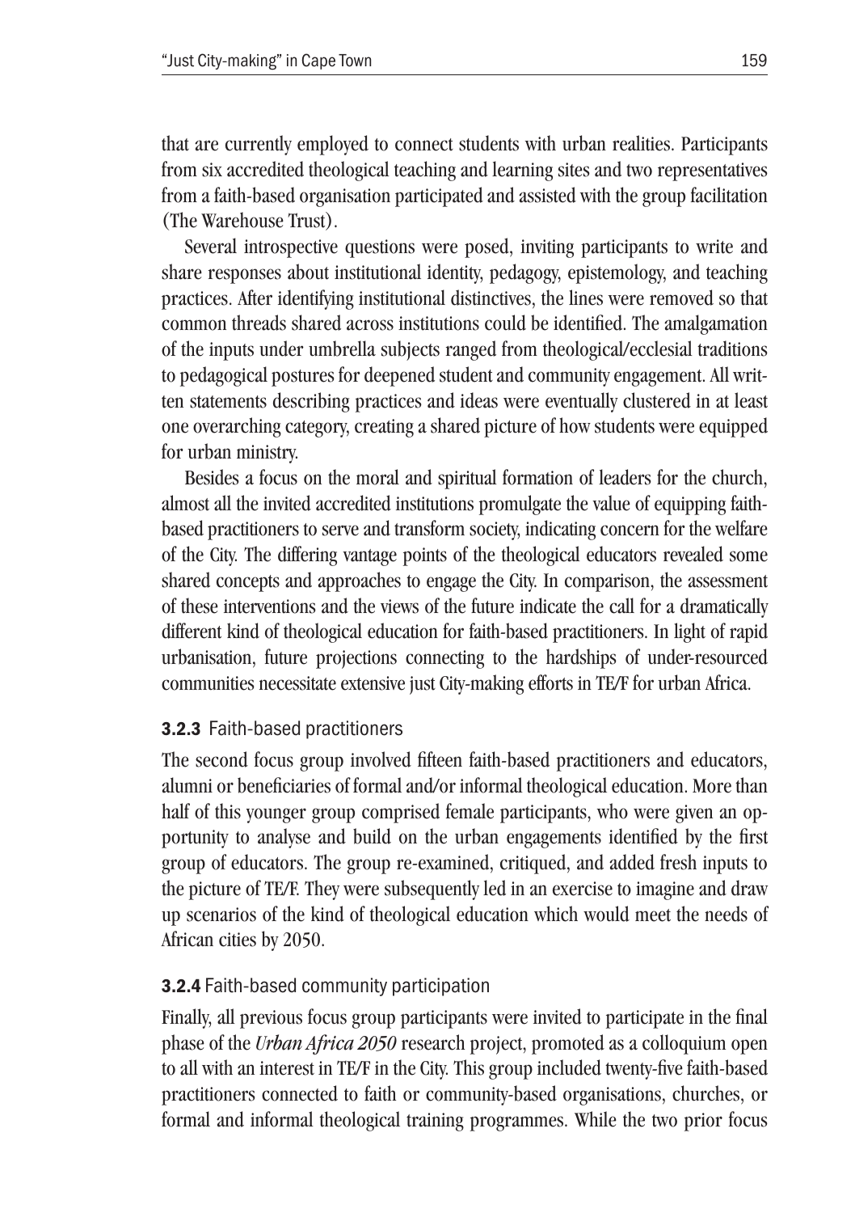that are currently employed to connect students with urban realities. Participants from six accredited theological teaching and learning sites and two representatives from a faith-based organisation participated and assisted with the group facilitation (The Warehouse Trust).

Several introspective questions were posed, inviting participants to write and share responses about institutional identity, pedagogy, epistemology, and teaching practices. After identifying institutional distinctives, the lines were removed so that common threads shared across institutions could be identified. The amalgamation of the inputs under umbrella subjects ranged from theological/ecclesial traditions to pedagogical postures for deepened student and community engagement. All written statements describing practices and ideas were eventually clustered in at least one overarching category, creating a shared picture of how students were equipped for urban ministry.

Besides a focus on the moral and spiritual formation of leaders for the church, almost all the invited accredited institutions promulgate the value of equipping faith-based practitioners to serve and transform society, indicating concern for the welfare of the City. The differing vantage points of the theological educators revealed some shared concepts and approaches to engage the City. In comparison, the assessment of these interventions and the views of the future indicate the call for a dramatically different kind of theological education for faith-based practitioners. In light of rapid urbanisation, future projections connecting to the hardships of under-resourced communities necessitate extensive just City-making efforts in TE/F for urban Africa.

### 3.2.3 Faith-based practitioners

The second focus group involved fifteen faith-based practitioners and educators, alumni or beneficiaries of formal and/or informal theological education. More than half of this younger group comprised female participants, who were given an opportunity to analyse and build on the urban engagements identified by the first group of educators. The group re-examined, critiqued, and added fresh inputs to the picture of TE/F. They were subsequently led in an exercise to imagine and draw up scenarios of the kind of theological education which would meet the needs of African cities by 2050.

### 3.2.4 Faith-based community participation

Finally, all previous focus group participants were invited to participate in the final phase of the *Urban Africa 2050* research project, promoted as a colloquium open to all with an interest in TE/F in the City. This group included twenty-five faith-based practitioners connected to faith or community-based organisations, churches, or formal and informal theological training programmes. While the two prior focus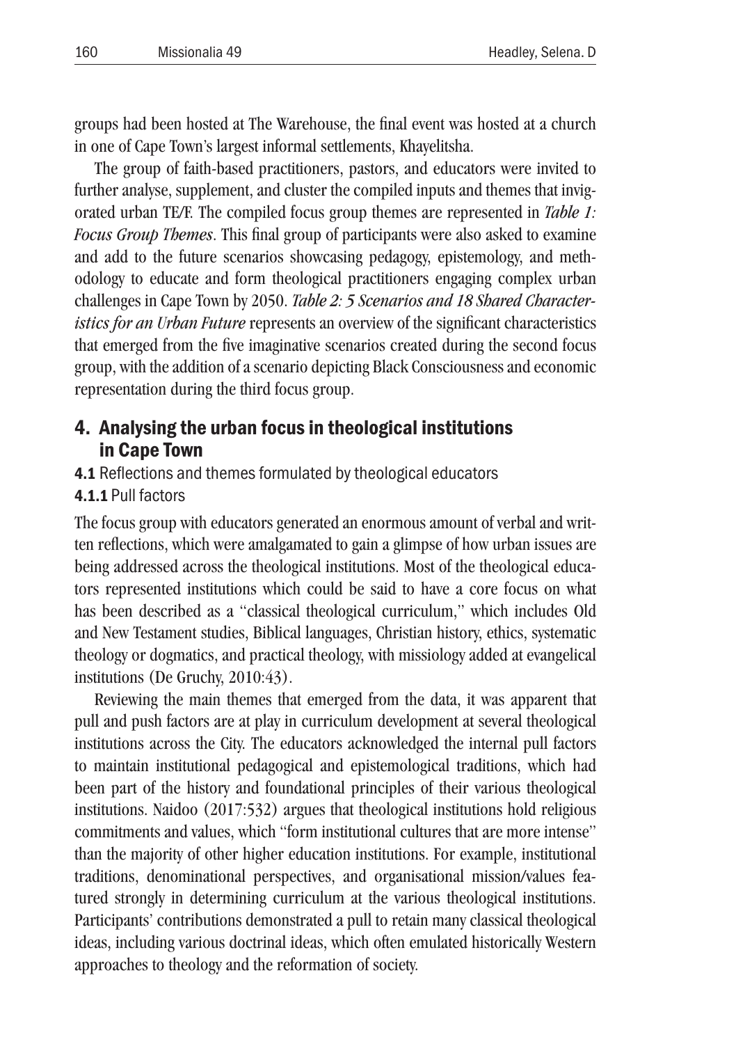groups had been hosted at The Warehouse, the final event was hosted at a church in one of Cape Town's largest informal settlements, Khayelitsha.

The group of faith-based practitioners, pastors, and educators were invited to further analyse, supplement, and cluster the compiled inputs and themes that invigorated urban TE/F. The compiled focus group themes are represented in *Table 1: Focus Group Themes*. This final group of participants were also asked to examine and add to the future scenarios showcasing pedagogy, epistemology, and methodology to educate and form theological practitioners engaging complex urban challenges in Cape Town by 2050. *Table 2: 5 Scenarios and 18 Shared Characteristics for an Urban Future* represents an overview of the significant characteristics that emerged from the five imaginative scenarios created during the second focus group, with the addition of a scenario depicting Black Consciousness and economic representation during the third focus group.

## 4. Analysing the urban focus in theological institutions in Cape Town

### 4.1 Reflections and themes formulated by theological educators

#### 4.1.1 Pull factors

The focus group with educators generated an enormous amount of verbal and written reflections, which were amalgamated to gain a glimpse of how urban issues are being addressed across the theological institutions. Most of the theological educators represented institutions which could be said to have a core focus on what has been described as a "classical theological curriculum," which includes Old and New Testament studies, Biblical languages, Christian history, ethics, systematic theology or dogmatics, and practical theology, with missiology added at evangelical institutions (De Gruchy, 2010:43).

Reviewing the main themes that emerged from the data, it was apparent that pull and push factors are at play in curriculum development at several theological institutions across the City. The educators acknowledged the internal pull factors to maintain institutional pedagogical and epistemological traditions, which had been part of the history and foundational principles of their various theological institutions. Naidoo (2017:532) argues that theological institutions hold religious commitments and values, which "form institutional cultures that are more intense" than the majority of other higher education institutions. For example, institutional traditions, denominational perspectives, and organisational mission/values featured strongly in determining curriculum at the various theological institutions. Participants' contributions demonstrated a pull to retain many classical theological ideas, including various doctrinal ideas, which often emulated historically Western approaches to theology and the reformation of society.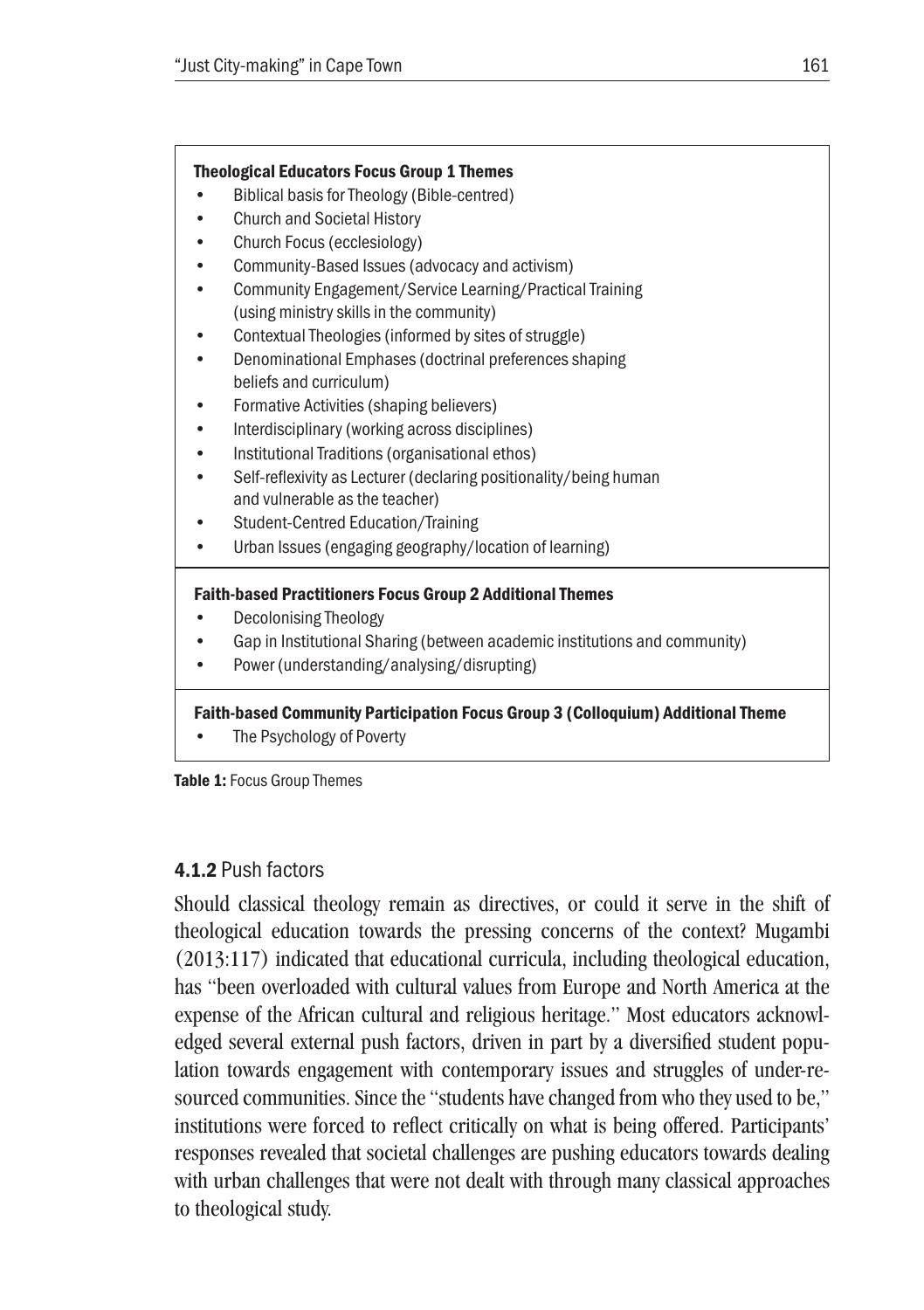**Theological Educators Focus Group 1 Themes**

- Biblical basis for Theology (Bible-centred)
- Church and Societal History
- Church Focus (ecclesiology)
- Community-Based Issues (advocacy and activism)
- Community Engagement/Service Learning/Practical Training (using ministry skills in the community)
- Contextual Theologies (informed by sites of struggle)
- Denominational Emphases (doctrinal preferences shaping beliefs and curriculum)
- Formative Activities (shaping believers)
- Interdisciplinary (working across disciplines)
- Institutional Traditions (organisational ethos)
- Self-reflexivity as Lecturer (declaring positionality/being human and vulnerable as the teacher)
- Student-Centred Education/Training
- Urban Issues (engaging geography/location of learning)

**Faith-based Practitioners Focus Group 2 Additional Themes**

- Decolonising Theology
- Gap in Institutional Sharing (between academic institutions and community)
- Power (understanding/analysing/disrupting)

**Faith-based Community Participation Focus Group 3 (Colloquium) Additional Theme**

- The Psychology of Poverty

**Table 1:** Focus Group Themes

### **4.1.2** Push factors

Should classical theology remain as directives, or could it serve in the shift of theological education towards the pressing concerns of the context? Mugambi (2013:117) indicated that educational curricula, including theological education, has "been overloaded with cultural values from Europe and North America at the expense of the African cultural and religious heritage." Most educators acknowledged several external push factors, driven in part by a diversified student population towards engagement with contemporary issues and struggles of under-resourced communities. Since the "students have changed from who they used to be," institutions were forced to reflect critically on what is being offered. Participants' responses revealed that societal challenges are pushing educators towards dealing with urban challenges that were not dealt with through many classical approaches to theological study.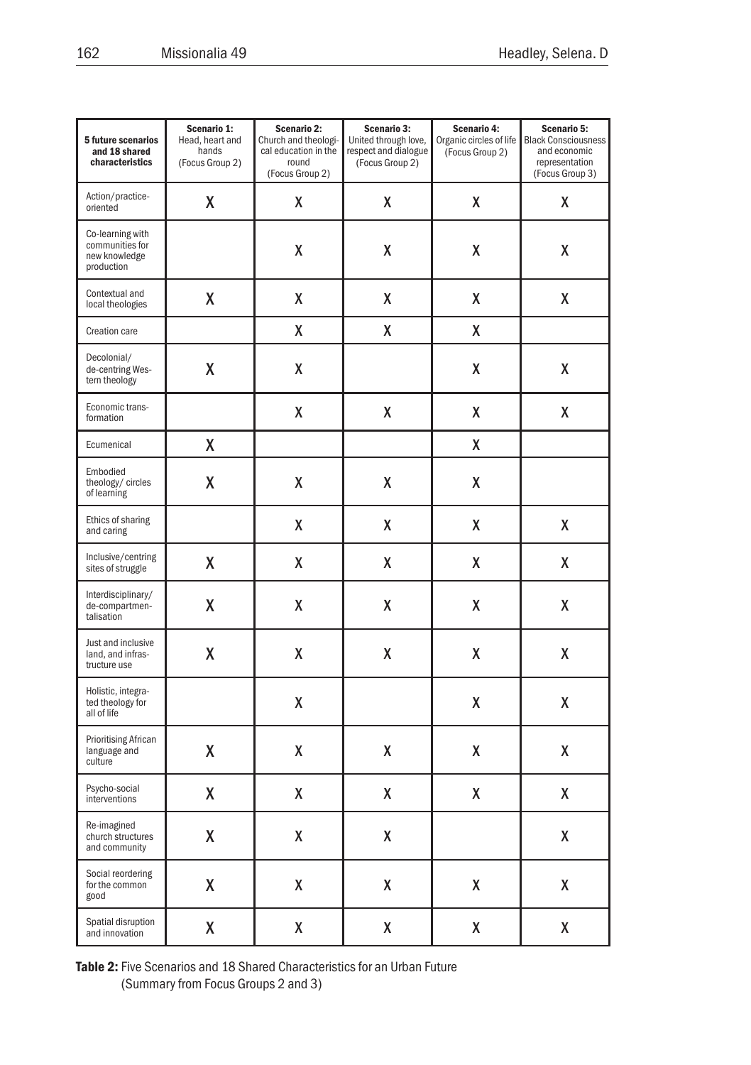| 5 future scenarios and 18 shared characteristics | Scenario 1: Head, heart and hands (Focus Group 2) | Scenario 2: Church and theological education in the round (Focus Group 2) | Scenario 3: United through love, respect and dialogue (Focus Group 2) | Scenario 4: Organic circles of life (Focus Group 2) | Scenario 5: Black Consciousness and economic representation (Focus Group 3) |
|---|---|---|---|---|---|
| Action/practice-oriented | X | X | X | X | X |
| Co-learning with communities for new knowledge production | | X | X | X | X |
| Contextual and local theologies | X | X | X | X | X |
| Creation care | | X | X | X | |
| Decolonial/ de-centring Western theology | X | X | | X | X |
| Economic transformation | | X | X | X | X |
| Ecumenical | X | | | X | |
| Embodied theology/ circles of learning | X | X | X | X | |
| Ethics of sharing and caring | | X | X | X | X |
| Inclusive/centring sites of struggle | X | X | X | X | X |
| Interdisciplinary/ de-compartmentalisation | X | X | X | X | X |
| Just and inclusive land, and infrastructure use | X | X | X | X | X |
| Holistic, integrated theology for all of life | | X | | X | X |
| Prioritising African language and culture | X | X | X | X | X |
| Psycho-social interventions | X | X | X | X | X |
| Re-imagined church structures and community | X | X | X | | X |
| Social reordering for the common good | X | X | X | X | X |
| Spatial disruption and innovation | X | X | X | X | X |

**Table 2:** Five Scenarios and 18 Shared Characteristics for an Urban Future (Summary from Focus Groups 2 and 3)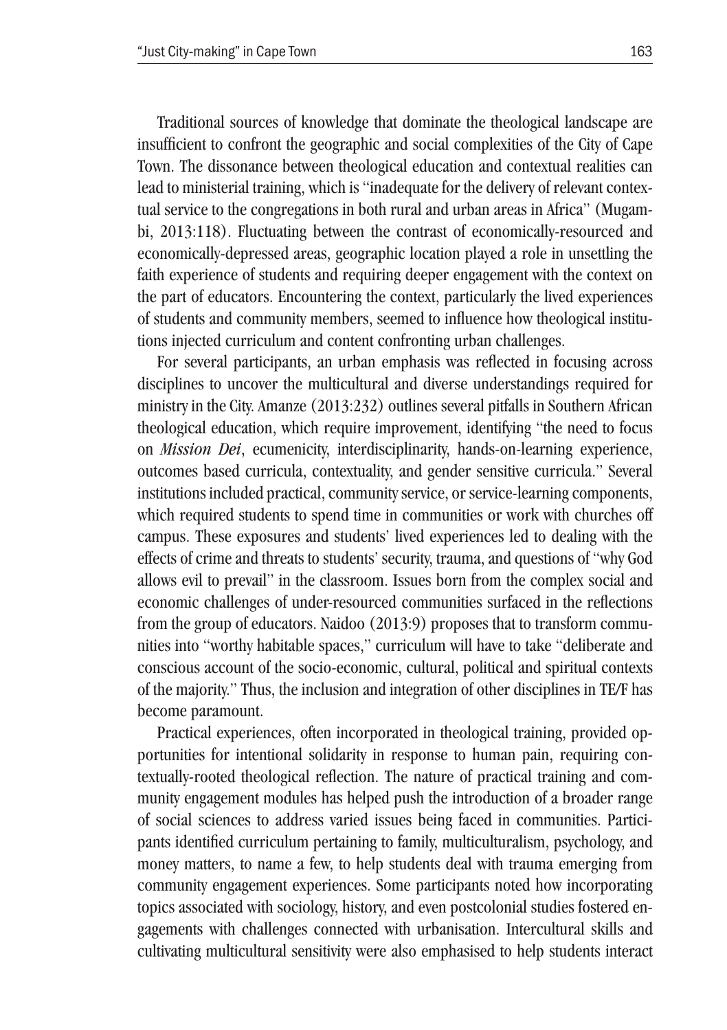Traditional sources of knowledge that dominate the theological landscape are insufficient to confront the geographic and social complexities of the City of Cape Town. The dissonance between theological education and contextual realities can lead to ministerial training, which is "inadequate for the delivery of relevant contextual service to the congregations in both rural and urban areas in Africa" (Mugambi, 2013:118). Fluctuating between the contrast of economically-resourced and economically-depressed areas, geographic location played a role in unsettling the faith experience of students and requiring deeper engagement with the context on the part of educators. Encountering the context, particularly the lived experiences of students and community members, seemed to influence how theological institutions injected curriculum and content confronting urban challenges.

For several participants, an urban emphasis was reflected in focusing across disciplines to uncover the multicultural and diverse understandings required for ministry in the City. Amanze (2013:232) outlines several pitfalls in Southern African theological education, which require improvement, identifying "the need to focus on *Mission Dei*, ecumenicity, interdisciplinarity, hands-on-learning experience, outcomes based curricula, contextuality, and gender sensitive curricula." Several institutions included practical, community service, or service-learning components, which required students to spend time in communities or work with churches off campus. These exposures and students' lived experiences led to dealing with the effects of crime and threats to students' security, trauma, and questions of "why God allows evil to prevail" in the classroom. Issues born from the complex social and economic challenges of under-resourced communities surfaced in the reflections from the group of educators. Naidoo (2013:9) proposes that to transform communities into "worthy habitable spaces," curriculum will have to take "deliberate and conscious account of the socio-economic, cultural, political and spiritual contexts of the majority." Thus, the inclusion and integration of other disciplines in TE/F has become paramount.

Practical experiences, often incorporated in theological training, provided opportunities for intentional solidarity in response to human pain, requiring contextually-rooted theological reflection. The nature of practical training and community engagement modules has helped push the introduction of a broader range of social sciences to address varied issues being faced in communities. Participants identified curriculum pertaining to family, multiculturalism, psychology, and money matters, to name a few, to help students deal with trauma emerging from community engagement experiences. Some participants noted how incorporating topics associated with sociology, history, and even postcolonial studies fostered engagements with challenges connected with urbanisation. Intercultural skills and cultivating multicultural sensitivity were also emphasised to help students interact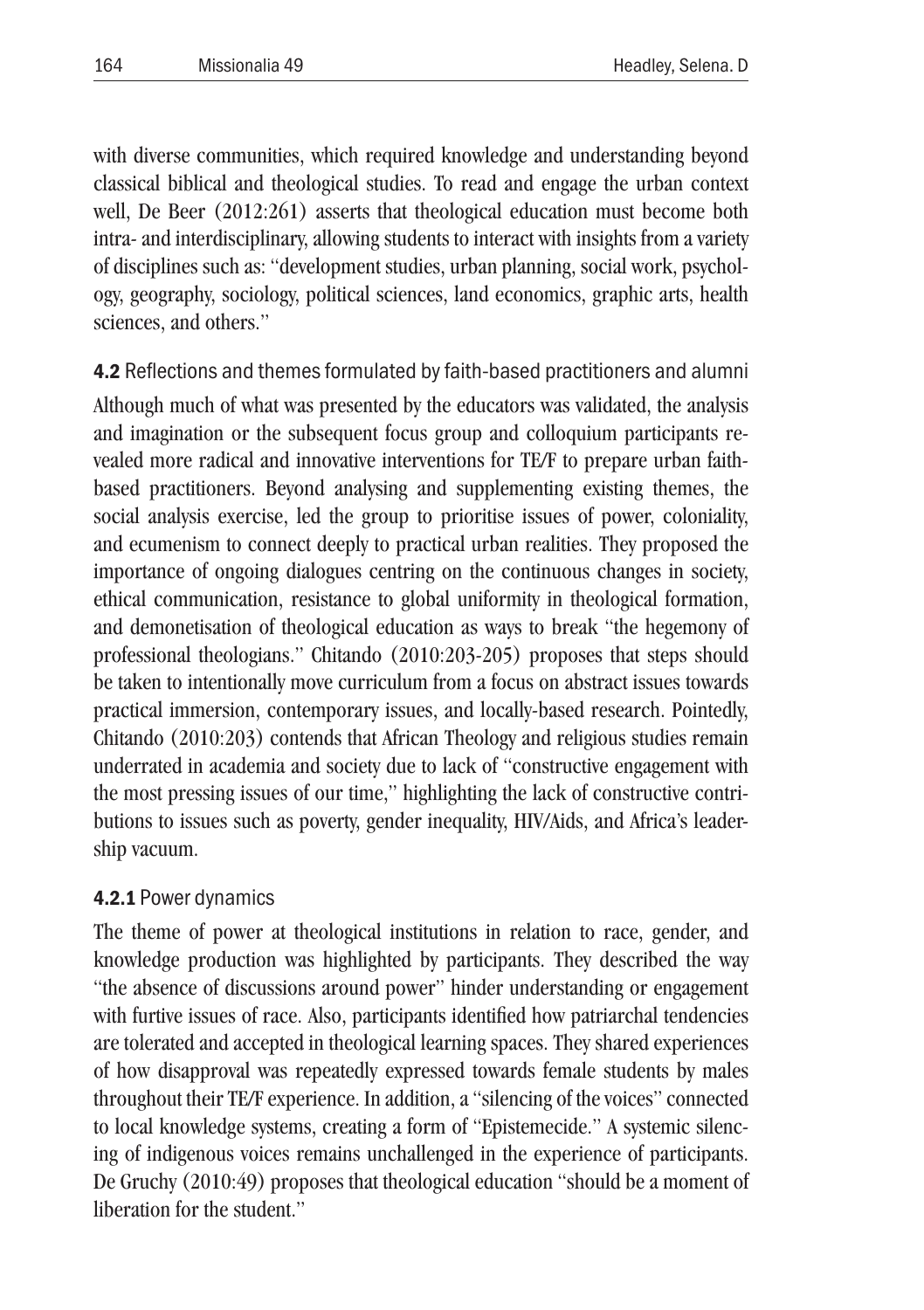with diverse communities, which required knowledge and understanding beyond classical biblical and theological studies. To read and engage the urban context well, De Beer (2012:261) asserts that theological education must become both intra- and interdisciplinary, allowing students to interact with insights from a variety of disciplines such as: "development studies, urban planning, social work, psychology, geography, sociology, political sciences, land economics, graphic arts, health sciences, and others."

### **4.2** Reflections and themes formulated by faith-based practitioners and alumni

Although much of what was presented by the educators was validated, the analysis and imagination or the subsequent focus group and colloquium participants revealed more radical and innovative interventions for TE/F to prepare urban faith-based practitioners. Beyond analysing and supplementing existing themes, the social analysis exercise, led the group to prioritise issues of power, coloniality, and ecumenism to connect deeply to practical urban realities. They proposed the importance of ongoing dialogues centring on the continuous changes in society, ethical communication, resistance to global uniformity in theological formation, and demonetisation of theological education as ways to break "the hegemony of professional theologians." Chitando (2010:203-205) proposes that steps should be taken to intentionally move curriculum from a focus on abstract issues towards practical immersion, contemporary issues, and locally-based research. Pointedly, Chitando (2010:203) contends that African Theology and religious studies remain underrated in academia and society due to lack of "constructive engagement with the most pressing issues of our time," highlighting the lack of constructive contributions to issues such as poverty, gender inequality, HIV/Aids, and Africa's leadership vacuum.

#### **4.2.1** Power dynamics

The theme of power at theological institutions in relation to race, gender, and knowledge production was highlighted by participants. They described the way "the absence of discussions around power" hinder understanding or engagement with furtive issues of race. Also, participants identified how patriarchal tendencies are tolerated and accepted in theological learning spaces. They shared experiences of how disapproval was repeatedly expressed towards female students by males throughout their TE/F experience. In addition, a "silencing of the voices" connected to local knowledge systems, creating a form of "Epistemecide." A systemic silencing of indigenous voices remains unchallenged in the experience of participants. De Gruchy (2010:49) proposes that theological education "should be a moment of liberation for the student."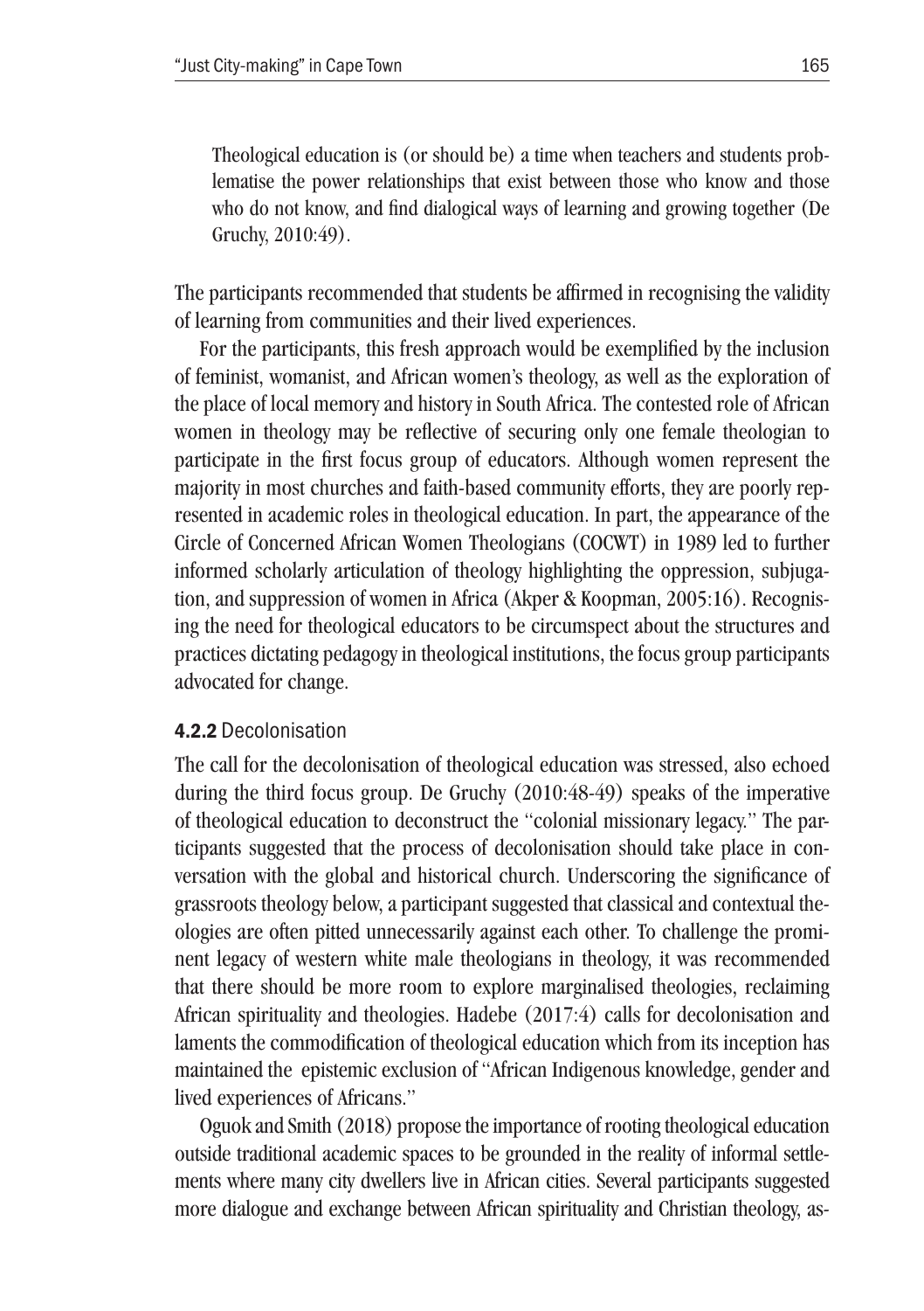> Theological education is (or should be) a time when teachers and students problematise the power relationships that exist between those who know and those who do not know, and find dialogical ways of learning and growing together (De Gruchy, 2010:49).

The participants recommended that students be affirmed in recognising the validity of learning from communities and their lived experiences.

For the participants, this fresh approach would be exemplified by the inclusion of feminist, womanist, and African women's theology, as well as the exploration of the place of local memory and history in South Africa. The contested role of African women in theology may be reflective of securing only one female theologian to participate in the first focus group of educators. Although women represent the majority in most churches and faith-based community efforts, they are poorly represented in academic roles in theological education. In part, the appearance of the Circle of Concerned African Women Theologians (COCWT) in 1989 led to further informed scholarly articulation of theology highlighting the oppression, subjugation, and suppression of women in Africa (Akper & Koopman, 2005:16). Recognising the need for theological educators to be circumspect about the structures and practices dictating pedagogy in theological institutions, the focus group participants advocated for change.

#### **4.2.2** Decolonisation

The call for the decolonisation of theological education was stressed, also echoed during the third focus group. De Gruchy (2010:48-49) speaks of the imperative of theological education to deconstruct the "colonial missionary legacy." The participants suggested that the process of decolonisation should take place in conversation with the global and historical church. Underscoring the significance of grassroots theology below, a participant suggested that classical and contextual theologies are often pitted unnecessarily against each other. To challenge the prominent legacy of western white male theologians in theology, it was recommended that there should be more room to explore marginalised theologies, reclaiming African spirituality and theologies. Hadebe (2017:4) calls for decolonisation and laments the commodification of theological education which from its inception has maintained the epistemic exclusion of "African Indigenous knowledge, gender and lived experiences of Africans."

Oguok and Smith (2018) propose the importance of rooting theological education outside traditional academic spaces to be grounded in the reality of informal settlements where many city dwellers live in African cities. Several participants suggested more dialogue and exchange between African spirituality and Christian theology, as-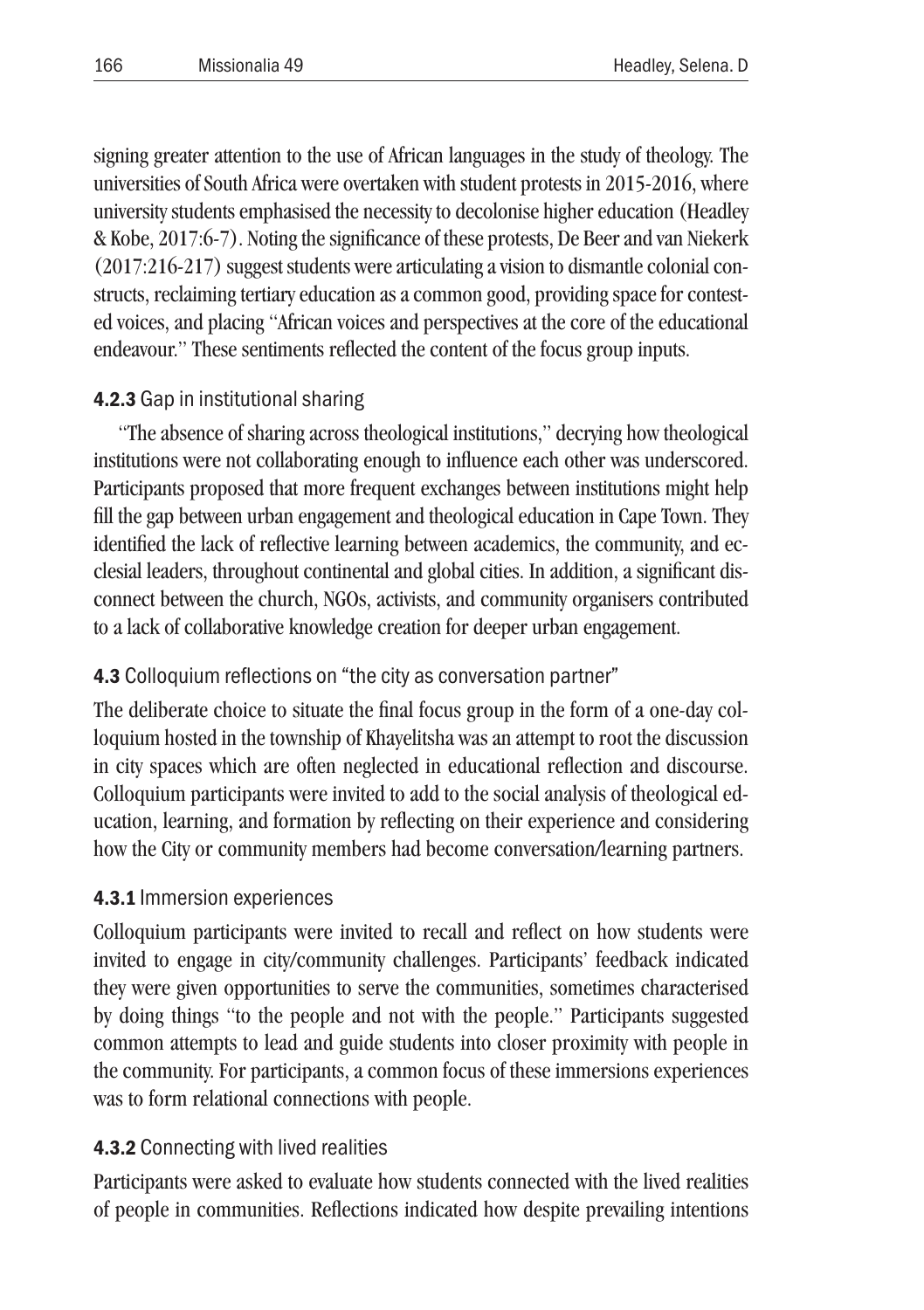signing greater attention to the use of African languages in the study of theology. The universities of South Africa were overtaken with student protests in 2015-2016, where university students emphasised the necessity to decolonise higher education (Headley & Kobe, 2017:6-7). Noting the significance of these protests, De Beer and van Niekerk (2017:216-217) suggest students were articulating a vision to dismantle colonial constructs, reclaiming tertiary education as a common good, providing space for contested voices, and placing "African voices and perspectives at the core of the educational endeavour." These sentiments reflected the content of the focus group inputs.

#### **4.2.3** Gap in institutional sharing

"The absence of sharing across theological institutions," decrying how theological institutions were not collaborating enough to influence each other was underscored. Participants proposed that more frequent exchanges between institutions might help fill the gap between urban engagement and theological education in Cape Town. They identified the lack of reflective learning between academics, the community, and ecclesial leaders, throughout continental and global cities. In addition, a significant disconnect between the church, NGOs, activists, and community organisers contributed to a lack of collaborative knowledge creation for deeper urban engagement.

### **4.3** Colloquium reflections on "the city as conversation partner"

The deliberate choice to situate the final focus group in the form of a one-day colloquium hosted in the township of Khayelitsha was an attempt to root the discussion in city spaces which are often neglected in educational reflection and discourse. Colloquium participants were invited to add to the social analysis of theological education, learning, and formation by reflecting on their experience and considering how the City or community members had become conversation/learning partners.

#### **4.3.1** Immersion experiences

Colloquium participants were invited to recall and reflect on how students were invited to engage in city/community challenges. Participants' feedback indicated they were given opportunities to serve the communities, sometimes characterised by doing things "to the people and not with the people." Participants suggested common attempts to lead and guide students into closer proximity with people in the community. For participants, a common focus of these immersions experiences was to form relational connections with people.

#### **4.3.2** Connecting with lived realities

Participants were asked to evaluate how students connected with the lived realities of people in communities. Reflections indicated how despite prevailing intentions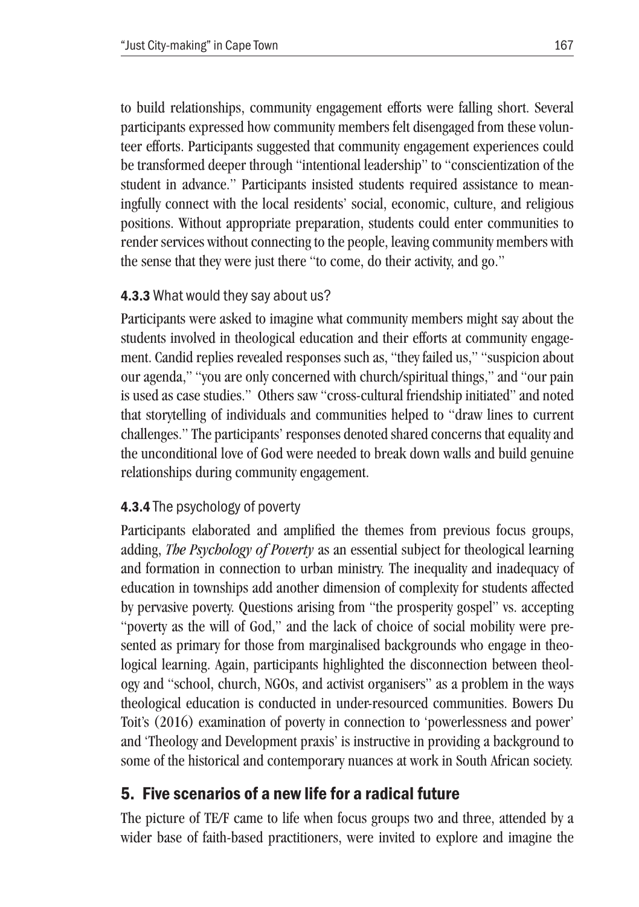to build relationships, community engagement efforts were falling short. Several participants expressed how community members felt disengaged from these volunteer efforts. Participants suggested that community engagement experiences could be transformed deeper through "intentional leadership" to "conscientization of the student in advance." Participants insisted students required assistance to meaningfully connect with the local residents' social, economic, culture, and religious positions. Without appropriate preparation, students could enter communities to render services without connecting to the people, leaving community members with the sense that they were just there "to come, do their activity, and go."

### **4.3.3** What would they say about us?

Participants were asked to imagine what community members might say about the students involved in theological education and their efforts at community engagement. Candid replies revealed responses such as, "they failed us," "suspicion about our agenda," "you are only concerned with church/spiritual things," and "our pain is used as case studies." Others saw "cross-cultural friendship initiated" and noted that storytelling of individuals and communities helped to "draw lines to current challenges." The participants' responses denoted shared concerns that equality and the unconditional love of God were needed to break down walls and build genuine relationships during community engagement.

### **4.3.4** The psychology of poverty

Participants elaborated and amplified the themes from previous focus groups, adding, *The Psychology of Poverty* as an essential subject for theological learning and formation in connection to urban ministry. The inequality and inadequacy of education in townships add another dimension of complexity for students affected by pervasive poverty. Questions arising from "the prosperity gospel" vs. accepting "poverty as the will of God," and the lack of choice of social mobility were presented as primary for those from marginalised backgrounds who engage in theological learning. Again, participants highlighted the disconnection between theology and "school, church, NGOs, and activist organisers" as a problem in the ways theological education is conducted in under-resourced communities. Bowers Du Toit's (2016) examination of poverty in connection to 'powerlessness and power' and 'Theology and Development praxis' is instructive in providing a background to some of the historical and contemporary nuances at work in South African society.

## 5. Five scenarios of a new life for a radical future

The picture of TE/F came to life when focus groups two and three, attended by a wider base of faith-based practitioners, were invited to explore and imagine the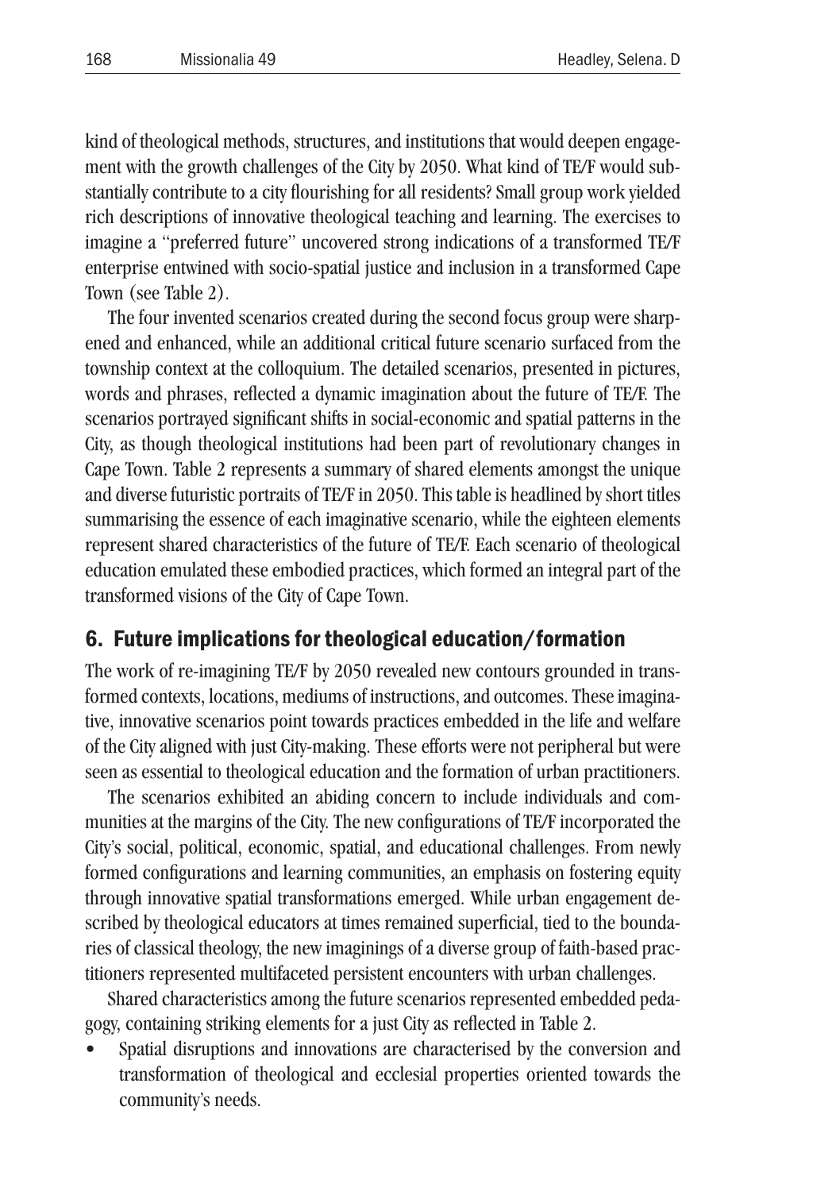kind of theological methods, structures, and institutions that would deepen engagement with the growth challenges of the City by 2050. What kind of TE/F would substantially contribute to a city flourishing for all residents? Small group work yielded rich descriptions of innovative theological teaching and learning. The exercises to imagine a "preferred future" uncovered strong indications of a transformed TE/F enterprise entwined with socio-spatial justice and inclusion in a transformed Cape Town (see Table 2).

The four invented scenarios created during the second focus group were sharpened and enhanced, while an additional critical future scenario surfaced from the township context at the colloquium. The detailed scenarios, presented in pictures, words and phrases, reflected a dynamic imagination about the future of TE/F. The scenarios portrayed significant shifts in social-economic and spatial patterns in the City, as though theological institutions had been part of revolutionary changes in Cape Town. Table 2 represents a summary of shared elements amongst the unique and diverse futuristic portraits of TE/F in 2050. This table is headlined by short titles summarising the essence of each imaginative scenario, while the eighteen elements represent shared characteristics of the future of TE/F. Each scenario of theological education emulated these embodied practices, which formed an integral part of the transformed visions of the City of Cape Town.

## 6. Future implications for theological education/formation

The work of re-imagining TE/F by 2050 revealed new contours grounded in transformed contexts, locations, mediums of instructions, and outcomes. These imaginative, innovative scenarios point towards practices embedded in the life and welfare of the City aligned with just City-making. These efforts were not peripheral but were seen as essential to theological education and the formation of urban practitioners.

The scenarios exhibited an abiding concern to include individuals and communities at the margins of the City. The new configurations of TE/F incorporated the City's social, political, economic, spatial, and educational challenges. From newly formed configurations and learning communities, an emphasis on fostering equity through innovative spatial transformations emerged. While urban engagement described by theological educators at times remained superficial, tied to the boundaries of classical theology, the new imaginings of a diverse group of faith-based practitioners represented multifaceted persistent encounters with urban challenges.

Shared characteristics among the future scenarios represented embedded pedagogy, containing striking elements for a just City as reflected in Table 2.

- Spatial disruptions and innovations are characterised by the conversion and transformation of theological and ecclesial properties oriented towards the community's needs.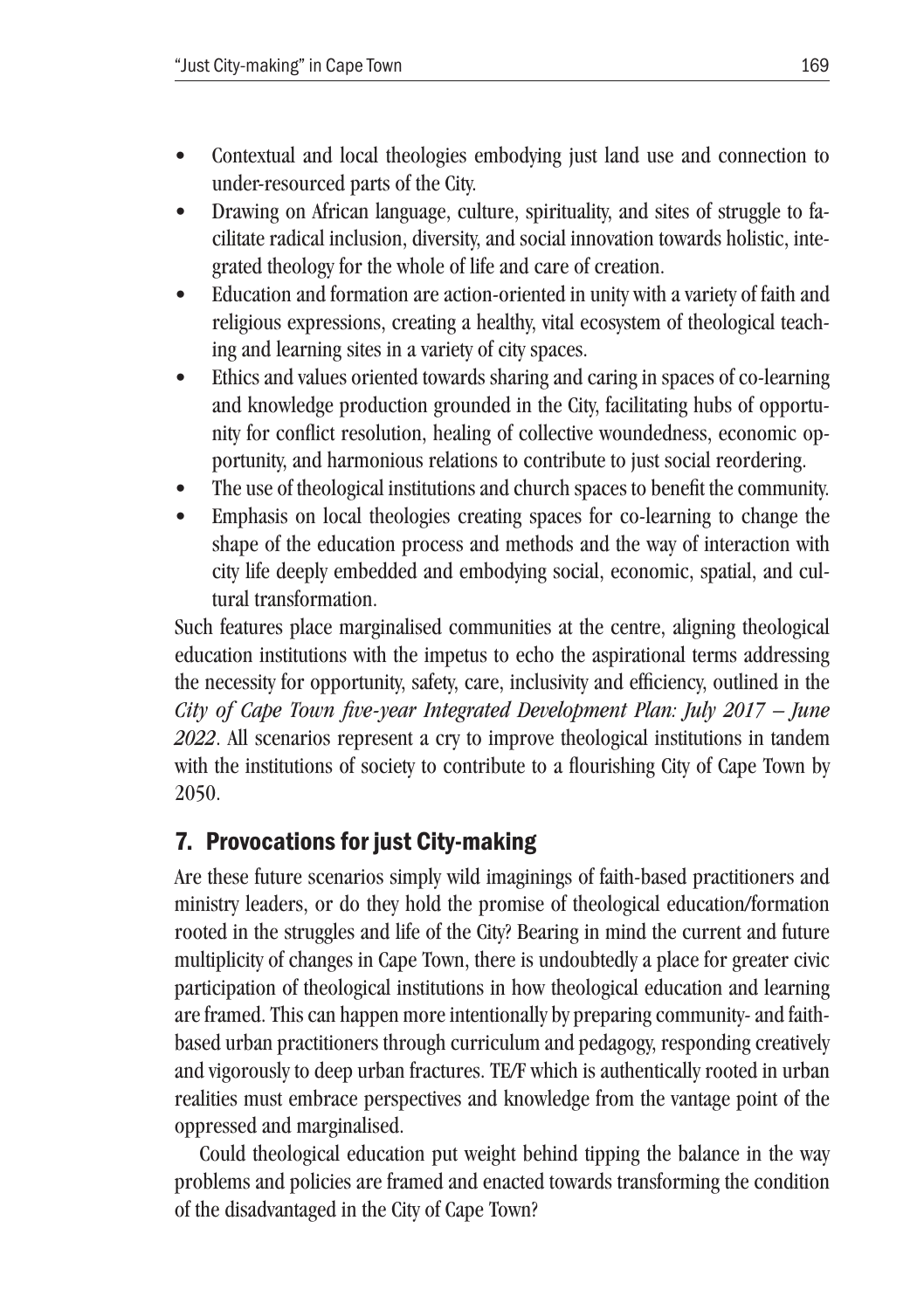- Contextual and local theologies embodying just land use and connection to under-resourced parts of the City.
- Drawing on African language, culture, spirituality, and sites of struggle to facilitate radical inclusion, diversity, and social innovation towards holistic, integrated theology for the whole of life and care of creation.
- Education and formation are action-oriented in unity with a variety of faith and religious expressions, creating a healthy, vital ecosystem of theological teaching and learning sites in a variety of city spaces.
- Ethics and values oriented towards sharing and caring in spaces of co-learning and knowledge production grounded in the City, facilitating hubs of opportunity for conflict resolution, healing of collective woundedness, economic opportunity, and harmonious relations to contribute to just social reordering.
- The use of theological institutions and church spaces to benefit the community.
- Emphasis on local theologies creating spaces for co-learning to change the shape of the education process and methods and the way of interaction with city life deeply embedded and embodying social, economic, spatial, and cultural transformation.

Such features place marginalised communities at the centre, aligning theological education institutions with the impetus to echo the aspirational terms addressing the necessity for opportunity, safety, care, inclusivity and efficiency, outlined in the *City of Cape Town five-year Integrated Development Plan: July 2017 – June 2022*. All scenarios represent a cry to improve theological institutions in tandem with the institutions of society to contribute to a flourishing City of Cape Town by 2050.

## 7. Provocations for just City-making

Are these future scenarios simply wild imaginings of faith-based practitioners and ministry leaders, or do they hold the promise of theological education/formation rooted in the struggles and life of the City? Bearing in mind the current and future multiplicity of changes in Cape Town, there is undoubtedly a place for greater civic participation of theological institutions in how theological education and learning are framed. This can happen more intentionally by preparing community- and faith-based urban practitioners through curriculum and pedagogy, responding creatively and vigorously to deep urban fractures. TE/F which is authentically rooted in urban realities must embrace perspectives and knowledge from the vantage point of the oppressed and marginalised.

Could theological education put weight behind tipping the balance in the way problems and policies are framed and enacted towards transforming the condition of the disadvantaged in the City of Cape Town?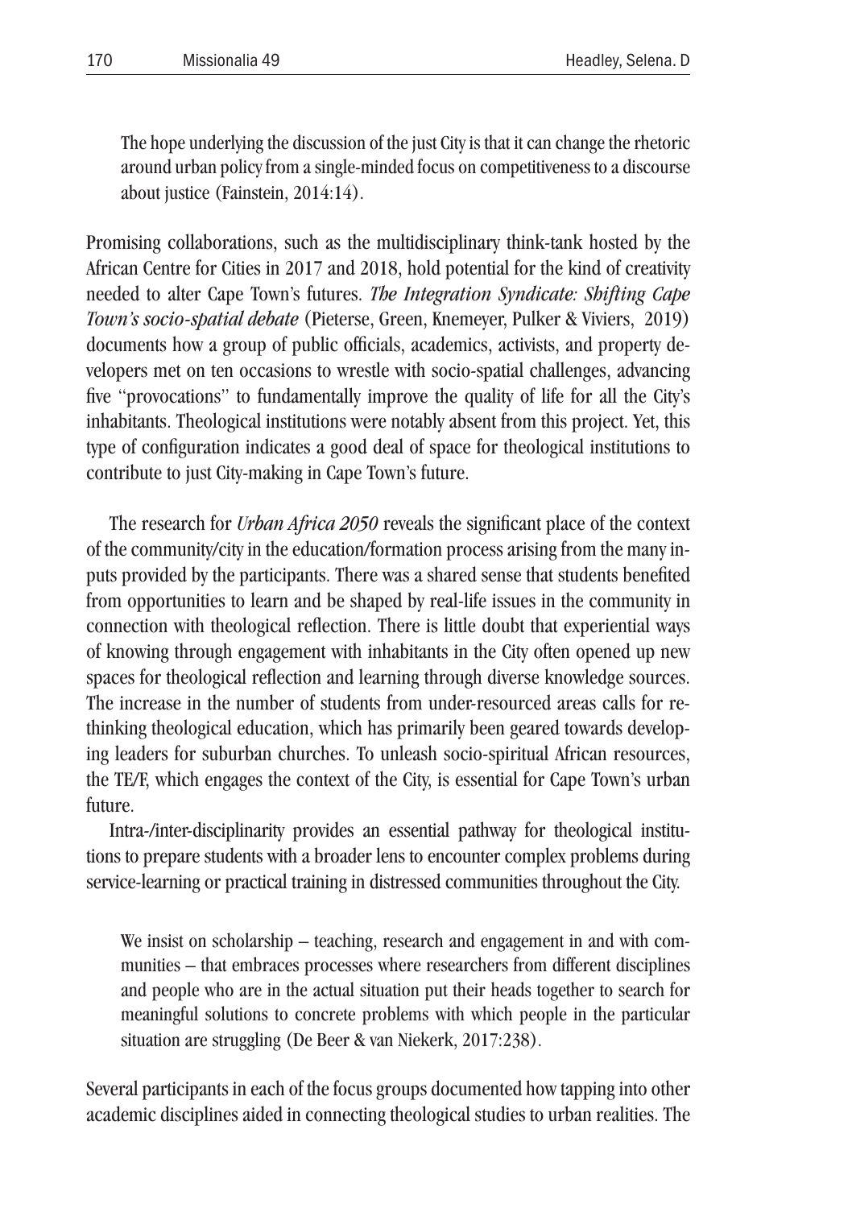> The hope underlying the discussion of the just City is that it can change the rhetoric around urban policy from a single-minded focus on competitiveness to a discourse about justice (Fainstein, 2014:14).

Promising collaborations, such as the multidisciplinary think-tank hosted by the African Centre for Cities in 2017 and 2018, hold potential for the kind of creativity needed to alter Cape Town's futures. *The Integration Syndicate: Shifting Cape Town's socio-spatial debate* (Pieterse, Green, Knemeyer, Pulker & Viviers, 2019) documents how a group of public officials, academics, activists, and property developers met on ten occasions to wrestle with socio-spatial challenges, advancing five "provocations" to fundamentally improve the quality of life for all the City's inhabitants. Theological institutions were notably absent from this project. Yet, this type of configuration indicates a good deal of space for theological institutions to contribute to just City-making in Cape Town's future.

The research for *Urban Africa 2050* reveals the significant place of the context of the community/city in the education/formation process arising from the many inputs provided by the participants. There was a shared sense that students benefited from opportunities to learn and be shaped by real-life issues in the community in connection with theological reflection. There is little doubt that experiential ways of knowing through engagement with inhabitants in the City often opened up new spaces for theological reflection and learning through diverse knowledge sources. The increase in the number of students from under-resourced areas calls for rethinking theological education, which has primarily been geared towards developing leaders for suburban churches. To unleash socio-spiritual African resources, the TE/F, which engages the context of the City, is essential for Cape Town's urban future.

Intra-/inter-disciplinarity provides an essential pathway for theological institutions to prepare students with a broader lens to encounter complex problems during service-learning or practical training in distressed communities throughout the City.

> We insist on scholarship – teaching, research and engagement in and with communities – that embraces processes where researchers from different disciplines and people who are in the actual situation put their heads together to search for meaningful solutions to concrete problems with which people in the particular situation are struggling (De Beer & van Niekerk, 2017:238).

Several participants in each of the focus groups documented how tapping into other academic disciplines aided in connecting theological studies to urban realities. The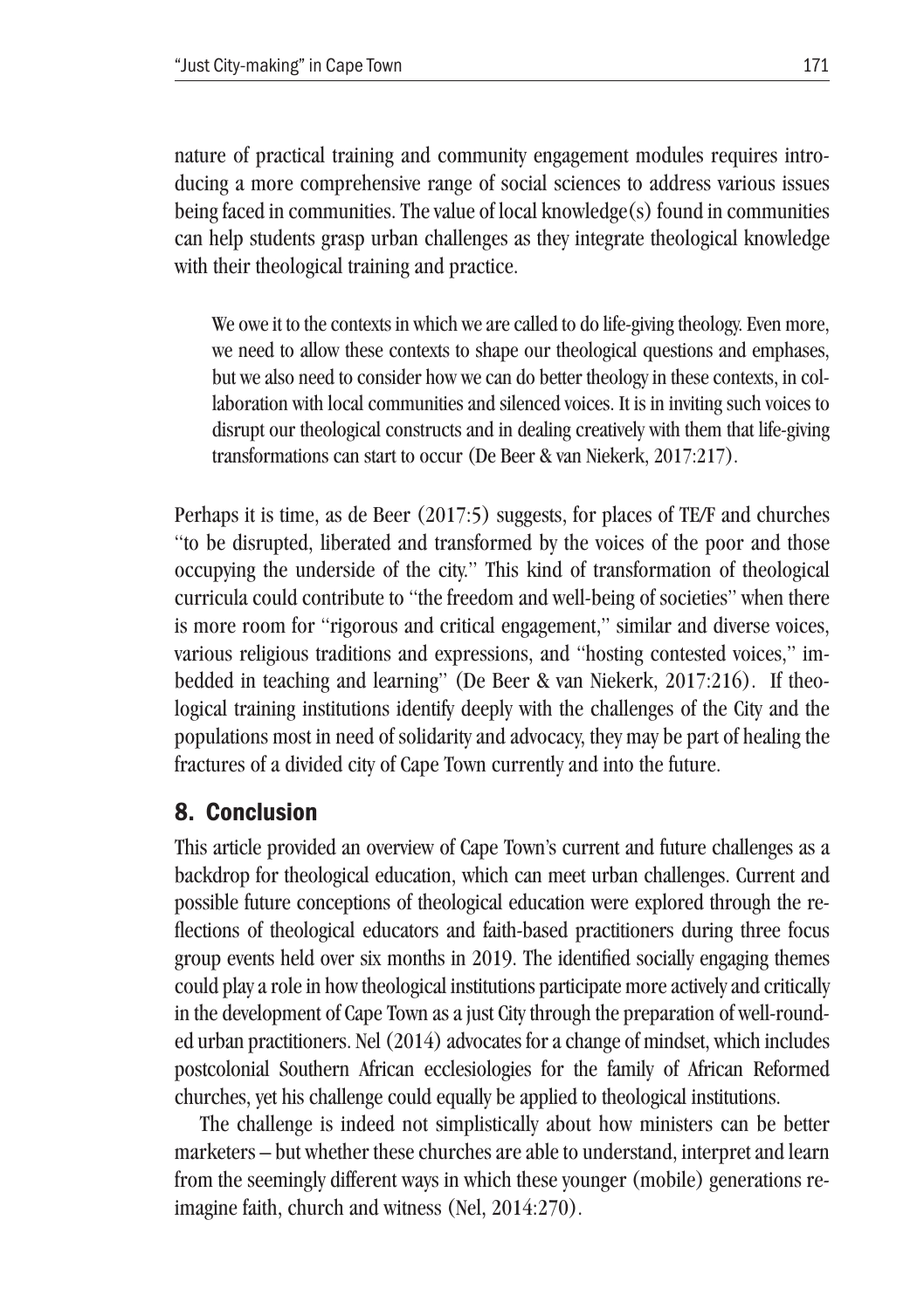nature of practical training and community engagement modules requires introducing a more comprehensive range of social sciences to address various issues being faced in communities. The value of local knowledge(s) found in communities can help students grasp urban challenges as they integrate theological knowledge with their theological training and practice.

> We owe it to the contexts in which we are called to do life-giving theology. Even more, we need to allow these contexts to shape our theological questions and emphases, but we also need to consider how we can do better theology in these contexts, in collaboration with local communities and silenced voices. It is in inviting such voices to disrupt our theological constructs and in dealing creatively with them that life-giving transformations can start to occur (De Beer & van Niekerk, 2017:217).

Perhaps it is time, as de Beer (2017:5) suggests, for places of TE/F and churches "to be disrupted, liberated and transformed by the voices of the poor and those occupying the underside of the city." This kind of transformation of theological curricula could contribute to "the freedom and well-being of societies" when there is more room for "rigorous and critical engagement," similar and diverse voices, various religious traditions and expressions, and "hosting contested voices," imbedded in teaching and learning" (De Beer & van Niekerk, 2017:216). If theological training institutions identify deeply with the challenges of the City and the populations most in need of solidarity and advocacy, they may be part of healing the fractures of a divided city of Cape Town currently and into the future.

## 8. Conclusion

This article provided an overview of Cape Town's current and future challenges as a backdrop for theological education, which can meet urban challenges. Current and possible future conceptions of theological education were explored through the reflections of theological educators and faith-based practitioners during three focus group events held over six months in 2019. The identified socially engaging themes could play a role in how theological institutions participate more actively and critically in the development of Cape Town as a just City through the preparation of well-rounded urban practitioners. Nel (2014) advocates for a change of mindset, which includes postcolonial Southern African ecclesiologies for the family of African Reformed churches, yet his challenge could equally be applied to theological institutions.

> The challenge is indeed not simplistically about how ministers can be better marketers – but whether these churches are able to understand, interpret and learn from the seemingly different ways in which these younger (mobile) generations reimagine faith, church and witness (Nel, 2014:270).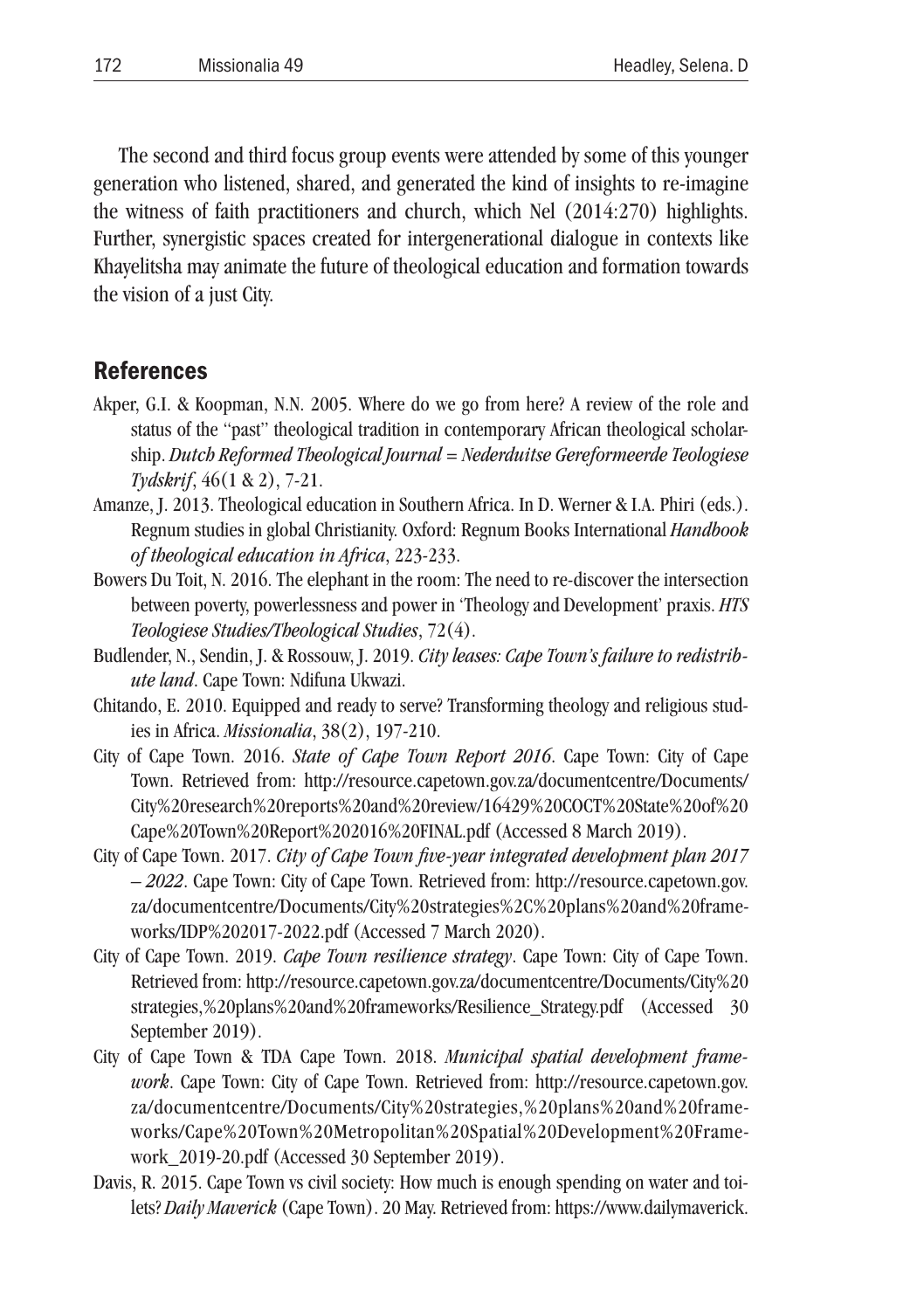The second and third focus group events were attended by some of this younger generation who listened, shared, and generated the kind of insights to re-imagine the witness of faith practitioners and church, which Nel (2014:270) highlights. Further, synergistic spaces created for intergenerational dialogue in contexts like Khayelitsha may animate the future of theological education and formation towards the vision of a just City.

## References

Akper, G.I. & Koopman, N.N. 2005. Where do we go from here? A review of the role and status of the "past" theological tradition in contemporary African theological scholarship. *Dutch Reformed Theological Journal = Nederduitse Gereformeerde Teologiese Tydskrif*, 46(1 & 2), 7-21.

Amanze, J. 2013. Theological education in Southern Africa. In D. Werner & I.A. Phiri (eds.). Regnum studies in global Christianity. Oxford: Regnum Books International *Handbook of theological education in Africa*, 223-233.

Bowers Du Toit, N. 2016. The elephant in the room: The need to re-discover the intersection between poverty, powerlessness and power in 'Theology and Development' praxis. *HTS Teologiese Studies/Theological Studies*, 72(4).

Budlender, N., Sendin, J. & Rossouw, J. 2019. *City leases: Cape Town's failure to redistribute land*. Cape Town: Ndifuna Ukwazi.

Chitando, E. 2010. Equipped and ready to serve? Transforming theology and religious studies in Africa. *Missionalia*, 38(2), 197-210.

City of Cape Town. 2016. *State of Cape Town Report 2016*. Cape Town: City of Cape Town. Retrieved from: http://resource.capetown.gov.za/documentcentre/Documents/City%20research%20reports%20and%20review/16429%20COCT%20State%20of%20Cape%20Town%20Report%202016%20FINAL.pdf (Accessed 8 March 2019).

City of Cape Town. 2017. *City of Cape Town five-year integrated development plan 2017 – 2022*. Cape Town: City of Cape Town. Retrieved from: http://resource.capetown.gov.za/documentcentre/Documents/City%20strategies%2C%20plans%20and%20frameworks/IDP%202017-2022.pdf (Accessed 7 March 2020).

City of Cape Town. 2019. *Cape Town resilience strategy*. Cape Town: City of Cape Town. Retrieved from: http://resource.capetown.gov.za/documentcentre/Documents/City%20strategies,%20plans%20and%20frameworks/Resilience_Strategy.pdf (Accessed 30 September 2019).

City of Cape Town & TDA Cape Town. 2018. *Municipal spatial development framework*. Cape Town: City of Cape Town. Retrieved from: http://resource.capetown.gov.za/documentcentre/Documents/City%20strategies,%20plans%20and%20frameworks/Cape%20Town%20Metropolitan%20Spatial%20Development%20Framework_2019-20.pdf (Accessed 30 September 2019).

Davis, R. 2015. Cape Town vs civil society: How much is enough spending on water and toilets? *Daily Maverick* (Cape Town). 20 May. Retrieved from: https://www.dailymaverick.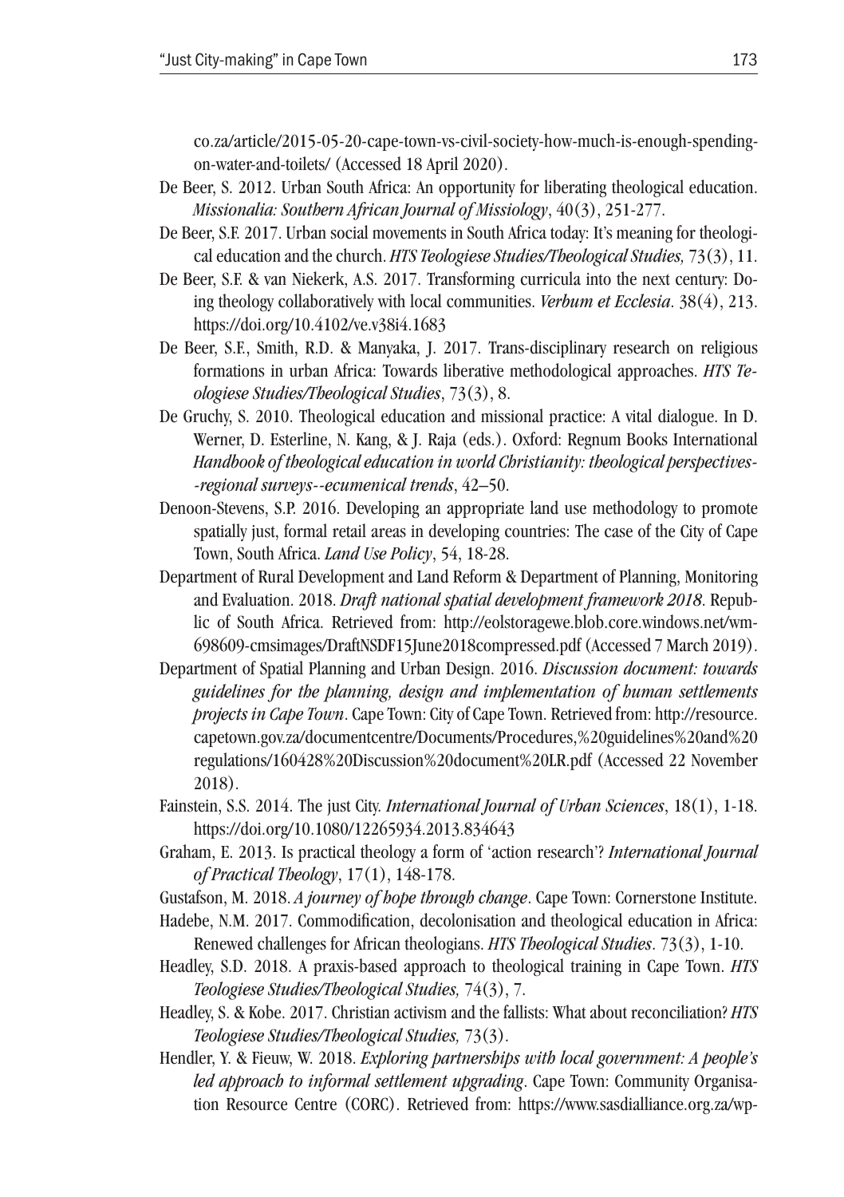co.za/article/2015-05-20-cape-town-vs-civil-society-how-much-is-enough-spending-on-water-and-toilets/ (Accessed 18 April 2020).

De Beer, S. 2012. Urban South Africa: An opportunity for liberating theological education. *Missionalia: Southern African Journal of Missiology*, 40(3), 251-277.

De Beer, S.F. 2017. Urban social movements in South Africa today: It's meaning for theological education and the church. *HTS Teologiese Studies/Theological Studies,* 73(3), 11.

De Beer, S.F. & van Niekerk, A.S. 2017. Transforming curricula into the next century: Doing theology collaboratively with local communities. *Verbum et Ecclesia*. 38(4), 213. https://doi.org/10.4102/ve.v38i4.1683

De Beer, S.F., Smith, R.D. & Manyaka, J. 2017. Trans-disciplinary research on religious formations in urban Africa: Towards liberative methodological approaches. *HTS Teologiese Studies/Theological Studies*, 73(3), 8.

De Gruchy, S. 2010. Theological education and missional practice: A vital dialogue. In D. Werner, D. Esterline, N. Kang, & J. Raja (eds.). Oxford: Regnum Books International *Handbook of theological education in world Christianity: theological perspectives--regional surveys--ecumenical trends*, 42–50.

Denoon-Stevens, S.P. 2016. Developing an appropriate land use methodology to promote spatially just, formal retail areas in developing countries: The case of the City of Cape Town, South Africa. *Land Use Policy*, 54, 18-28.

Department of Rural Development and Land Reform & Department of Planning, Monitoring and Evaluation. 2018. *Draft national spatial development framework 2018*. Republic of South Africa. Retrieved from: http://eolstoragewe.blob.core.windows.net/wm-698609-cmsimages/DraftNSDF15June2018compressed.pdf (Accessed 7 March 2019).

Department of Spatial Planning and Urban Design. 2016. *Discussion document: towards guidelines for the planning, design and implementation of human settlements projects in Cape Town*. Cape Town: City of Cape Town. Retrieved from: http://resource.capetown.gov.za/documentcentre/Documents/Procedures,%20guidelines%20and%20regulations/160428%20Discussion%20document%20LR.pdf (Accessed 22 November 2018).

Fainstein, S.S. 2014. The just City. *International Journal of Urban Sciences*, 18(1), 1-18. https://doi.org/10.1080/12265934.2013.834643

Graham, E. 2013. Is practical theology a form of 'action research'? *International Journal of Practical Theology*, 17(1), 148-178.

Gustafson, M. 2018. *A journey of hope through change*. Cape Town: Cornerstone Institute.

Hadebe, N.M. 2017. Commodification, decolonisation and theological education in Africa: Renewed challenges for African theologians. *HTS Theological Studies*. 73(3), 1-10.

Headley, S.D. 2018. A praxis-based approach to theological training in Cape Town. *HTS Teologiese Studies/Theological Studies,* 74(3), 7.

Headley, S. & Kobe. 2017. Christian activism and the fallists: What about reconciliation? *HTS Teologiese Studies/Theological Studies,* 73(3).

Hendler, Y. & Fieuw, W. 2018. *Exploring partnerships with local government: A people's led approach to informal settlement upgrading*. Cape Town: Community Organisation Resource Centre (CORC). Retrieved from: https://www.sasdialliance.org.za/wp-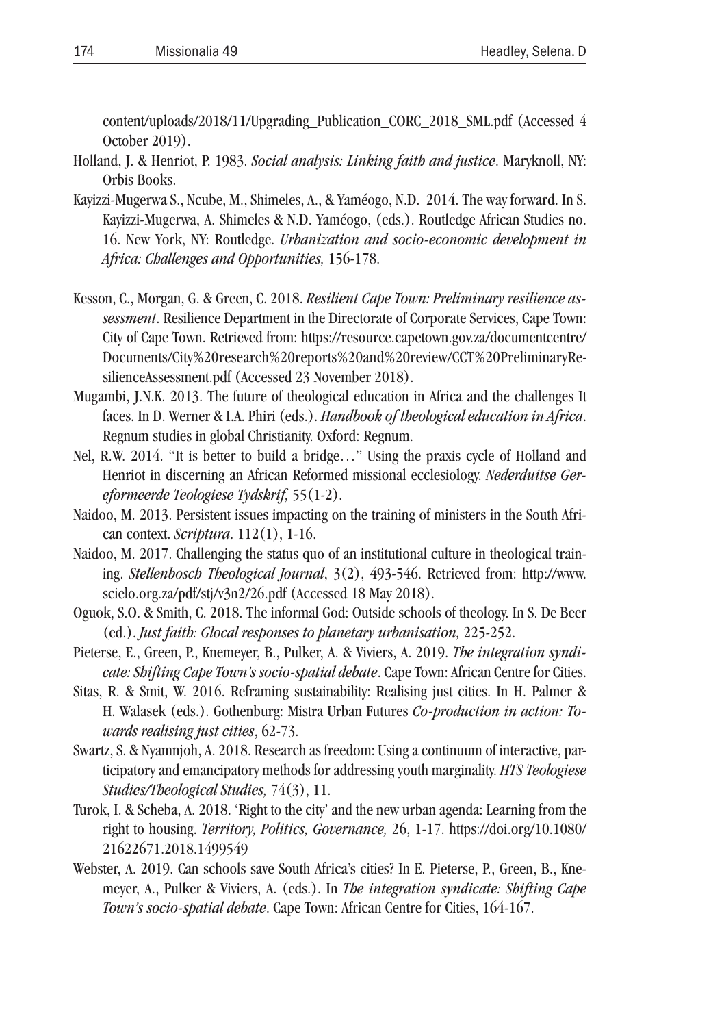content/uploads/2018/11/Upgrading_Publication_CORC_2018_SML.pdf (Accessed 4 October 2019).

Holland, J. & Henriot, P. 1983. *Social analysis: Linking faith and justice*. Maryknoll, NY: Orbis Books.

Kayizzi-Mugerwa S., Ncube, M., Shimeles, A., & Yaméogo, N.D. 2014. The way forward. In S. Kayizzi-Mugerwa, A. Shimeles & N.D. Yaméogo, (eds.). Routledge African Studies no. 16. New York, NY: Routledge. *Urbanization and socio-economic development in Africa: Challenges and Opportunities,* 156-178.

Kesson, C., Morgan, G. & Green, C. 2018. *Resilient Cape Town: Preliminary resilience assessment*. Resilience Department in the Directorate of Corporate Services, Cape Town: City of Cape Town. Retrieved from: https://resource.capetown.gov.za/documentcentre/Documents/City%20research%20reports%20and%20review/CCT%20PreliminaryResilienceAssessment.pdf (Accessed 23 November 2018).

Mugambi, J.N.K. 2013. The future of theological education in Africa and the challenges It faces. In D. Werner & I.A. Phiri (eds.). *Handbook of theological education in Africa*. Regnum studies in global Christianity. Oxford: Regnum.

Nel, R.W. 2014. "It is better to build a bridge…" Using the praxis cycle of Holland and Henriot in discerning an African Reformed missional ecclesiology. *Nederduitse Gereformeerde Teologiese Tydskrif,* 55(1-2).

Naidoo, M. 2013. Persistent issues impacting on the training of ministers in the South African context. *Scriptura*. 112(1), 1-16.

Naidoo, M. 2017. Challenging the status quo of an institutional culture in theological training. *Stellenbosch Theological Journal*, 3(2), 493-546. Retrieved from: http://www.scielo.org.za/pdf/stj/v3n2/26.pdf (Accessed 18 May 2018).

Oguok, S.O. & Smith, C. 2018. The informal God: Outside schools of theology. In S. De Beer (ed.). *Just faith: Glocal responses to planetary urbanisation,* 225-252.

Pieterse, E., Green, P., Knemeyer, B., Pulker, A. & Viviers, A. 2019. *The integration syndicate: Shifting Cape Town's socio-spatial debate*. Cape Town: African Centre for Cities.

Sitas, R. & Smit, W. 2016. Reframing sustainability: Realising just cities. In H. Palmer & H. Walasek (eds.). Gothenburg: Mistra Urban Futures *Co-production in action: Towards realising just cities*, 62-73.

Swartz, S. & Nyamnjoh, A. 2018. Research as freedom: Using a continuum of interactive, participatory and emancipatory methods for addressing youth marginality. *HTS Teologiese Studies/Theological Studies,* 74(3), 11.

Turok, I. & Scheba, A. 2018. 'Right to the city' and the new urban agenda: Learning from the right to housing. *Territory, Politics, Governance,* 26, 1-17. https://doi.org/10.1080/21622671.2018.1499549

Webster, A. 2019. Can schools save South Africa's cities? In E. Pieterse, P., Green, B., Knemeyer, A., Pulker & Viviers, A. (eds.). In *The integration syndicate: Shifting Cape Town's socio-spatial debate*. Cape Town: African Centre for Cities, 164-167.